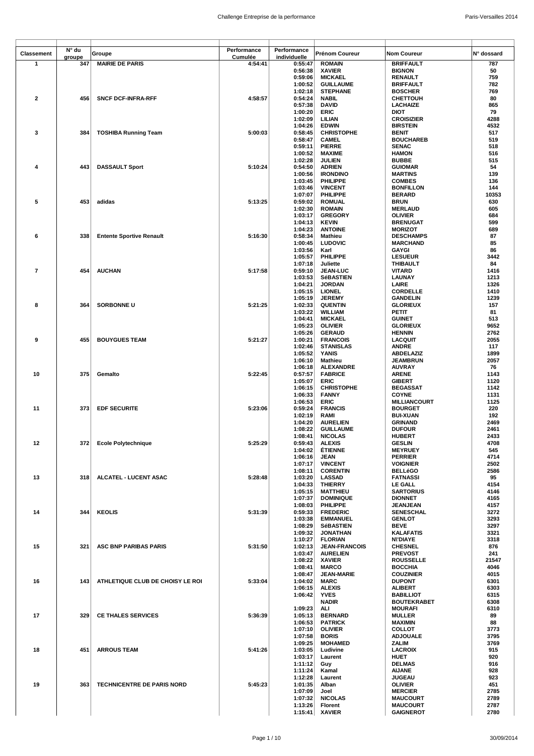| Classement | N° du groupe | Groupe | Performance Cumulée | Performance individuelle | Prénom Coureur | Nom Coureur | N° dossard |
|---|---|---|---|---|---|---|---|
| 1 | 347 | MAIRIE DE PARIS | 4:54:41 | 0:55:47 | ROMAIN | BRIFFAULT | 787 |
| | | | | 0:56:38 | XAVIER | BIGNON | 50 |
| | | | | 0:59:06 | MICKAEL | RENAULT | 759 |
| | | | | 1:00:52 | GUILLAUME | BRIFFAULT | 782 |
| | | | | 1:02:18 | STEPHANE | BOSCHER | 769 |
| 2 | 456 | SNCF DCF-INFRA-RFF | 4:58:57 | 0:54:24 | NABIL | CHETTOUH | 80 |
| | | | | 0:57:38 | DAVID | LACHAIZE | 865 |
| | | | | 1:00:20 | ERIC | DIOT | 79 |
| | | | | 1:02:09 | LILIAN | CROISIZIER | 4288 |
| | | | | 1:04:26 | EDWIN | BIRSTEIN | 4532 |
| 3 | 384 | TOSHIBA Running Team | 5:00:03 | 0:58:45 | CHRISTOPHE | BENIT | 517 |
| | | | | 0:58:47 | CAMEL | BOUCHAREB | 519 |
| | | | | 0:59:11 | PIERRE | SENAC | 518 |
| | | | | 1:00:52 | MAXIME | HAMON | 516 |
| | | | | 1:02:28 | JULIEN | BUBBE | 515 |
| 4 | 443 | DASSAULT Sport | 5:10:24 | 0:54:50 | ADRIEN | GUIOMAR | 54 |
| | | | | 1:00:56 | IRONDINO | MARTINS | 139 |
| | | | | 1:03:45 | PHILIPPE | COMBES | 136 |
| | | | | 1:03:46 | VINCENT | BONFILLON | 144 |
| | | | | 1:07:07 | PHILIPPE | BERARD | 10353 |
| 5 | 453 | adidas | 5:13:25 | 0:59:02 | ROMUAL | BRUN | 630 |
| | | | | 1:02:30 | ROMAIN | MERLAUD | 605 |
| | | | | 1:03:17 | GREGORY | OLIVIER | 684 |
| | | | | 1:04:13 | KEVIN | BRENUGAT | 599 |
| | | | | 1:04:23 | ANTOINE | MORIZOT | 689 |
| 6 | 338 | Entente Sportive Renault | 5:16:30 | 0:58:34 | Mathieu | DESCHAMPS | 87 |
| | | | | 1:00:45 | LUDOVIC | MARCHAND | 85 |
| | | | | 1:03:56 | Karl | GAYGI | 86 |
| | | | | 1:05:57 | PHILIPPE | LESUEUR | 3442 |
| | | | | 1:07:18 | Juliette | THIBAULT | 84 |
| 7 | 454 | AUCHAN | 5:17:58 | 0:59:10 | JEAN-LUC | VITARD | 1416 |
| | | | | 1:03:53 | SéBASTIEN | LAUNAY | 1213 |
| | | | | 1:04:21 | JORDAN | LAIRE | 1326 |
| | | | | 1:05:15 | LIONEL | CORDELLE | 1410 |
| | | | | 1:05:19 | JEREMY | GANDELIN | 1239 |
| 8 | 364 | SORBONNE U | 5:21:25 | 1:02:33 | QUENTIN | GLORIEUX | 157 |
| | | | | 1:03:22 | WILLIAM | PETIT | 81 |
| | | | | 1:04:41 | MICKAEL | GUINET | 513 |
| | | | | 1:05:23 | OLIVIER | GLORIEUX | 9652 |
| | | | | 1:05:26 | GERAUD | HENNIN | 2762 |
| 9 | 455 | BOUYGUES TEAM | 5:21:27 | 1:00:21 | FRANCOIS | LACQUIT | 2055 |
| | | | | 1:02:46 | STANISLAS | ANDRE | 117 |
| | | | | 1:05:52 | YANIS | ABDELAZIZ | 1899 |
| | | | | 1:06:10 | Mathieu | JEAMBRUN | 2057 |
| | | | | 1:06:18 | ALEXANDRE | AUVRAY | 76 |
| 10 | 375 | Gemalto | 5:22:45 | 0:57:57 | FABRICE | ARENE | 1143 |
| | | | | 1:05:07 | ERIC | GIBERT | 1120 |
| | | | | 1:06:15 | CHRISTOPHE | BEGASSAT | 1142 |
| | | | | 1:06:33 | FANNY | COYNE | 1131 |
| | | | | 1:06:53 | ERIC | MILLIANCOURT | 1125 |
| 11 | 373 | EDF SECURITE | 5:23:06 | 0:59:24 | FRANCIS | BOURGET | 220 |
| | | | | 1:02:19 | RAMI | BUI-XUAN | 192 |
| | | | | 1:04:20 | AURELIEN | GRINAND | 2469 |
| | | | | 1:08:22 | GUILLAUME | DUFOUR | 2461 |
| | | | | 1:08:41 | NICOLAS | HUBERT | 2433 |
| 12 | 372 | Ecole Polytechnique | 5:25:29 | 0:59:43 | ALEXIS | GESLIN | 4708 |
| | | | | 1:04:02 | ÉTIENNE | MEYRUEY | 545 |
| | | | | 1:06:16 | JEAN | PERRIER | 4714 |
| | | | | 1:07:17 | VINCENT | VOIGNIER | 2502 |
| | | | | 1:08:11 | CORENTIN | BELLéGO | 2586 |
| 13 | 318 | ALCATEL - LUCENT ASAC | 5:28:48 | 1:03:20 | LASSAD | FATNASSI | 95 |
| | | | | 1:04:33 | THIERRY | LE GALL | 4154 |
| | | | | 1:05:15 | MATTHIEU | SARTORIUS | 4146 |
| | | | | 1:07:37 | DOMINIQUE | DIONNET | 4165 |
| | | | | 1:08:03 | PHILIPPE | JEANJEAN | 4157 |
| 14 | 344 | KEOLIS | 5:31:39 | 0:59:33 | FREDERIC | SENESCHAL | 3272 |
| | | | | 1:03:38 | EMMANUEL | GENLOT | 3293 |
| | | | | 1:08:29 | SéBASTIEN | BEVE | 3297 |
| | | | | 1:09:32 | JONATHAN | KALAFATIS | 3321 |
| | | | | 1:10:27 | FLORIAN | N\'DIAYE | 3318 |
| 15 | 321 | ASC BNP PARIBAS PARIS | 5:31:50 | 1:02:13 | JEAN-FRANCOIS | CHESNEL | 876 |
| | | | | 1:03:47 | AURELIEN | PREVOST | 241 |
| | | | | 1:08:22 | XAVIER | ROUSSELLE | 21547 |
| | | | | 1:08:41 | MARCO | BOCCHIA | 4046 |
| | | | | 1:08:47 | JEAN-MARIE | COUZINIER | 4015 |
| 16 | 143 | ATHLETIQUE CLUB DE CHOISY LE ROI | 5:33:04 | 1:04:02 | MARC | DUPONT | 6301 |
| | | | | 1:06:15 | ALEXIS | ALIBERT | 6303 |
| | | | | 1:06:42 | YVES | BABILLIOT | 6315 |
| | | | | | NADIR | BOUTEKRABET | 6308 |
| | | | | 1:09:23 | ALI | MOURAFI | 6310 |
| 17 | 329 | CE THALES SERVICES | 5:36:39 | 1:05:13 | BERNARD | MULLER | 89 |
| | | | | 1:06:53 | PATRICK | MAXIMIN | 88 |
| | | | | 1:07:10 | OLIVIER | COLLOT | 3773 |
| | | | | 1:07:58 | BORIS | ADJOUALE | 3795 |
| | | | | 1:09:25 | MOHAMED | ZALIM | 3769 |
| 18 | 451 | ARROUS TEAM | 5:41:26 | 1:03:05 | Ludivine | LACROIX | 915 |
| | | | | 1:03:17 | Laurent | HUET | 920 |
| | | | | 1:11:12 | Guy | DELMAS | 916 |
| | | | | 1:11:24 | Kamal | AIJANE | 928 |
| | | | | 1:12:28 | Laurent | JUGEAU | 923 |
| 19 | 363 | TECHNICENTRE DE PARIS NORD | 5:45:23 | 1:01:35 | Alban | OLIVIER | 451 |
| | | | | 1:07:09 | Joel | MERCIER | 2785 |
| | | | | 1:07:32 | NICOLAS | MAUCOURT | 2789 |
| | | | | 1:13:26 | Florent | MAUCOURT | 2787 |
| | | | | 1:15:41 | XAVIER | GAIGNEROT | 2780 |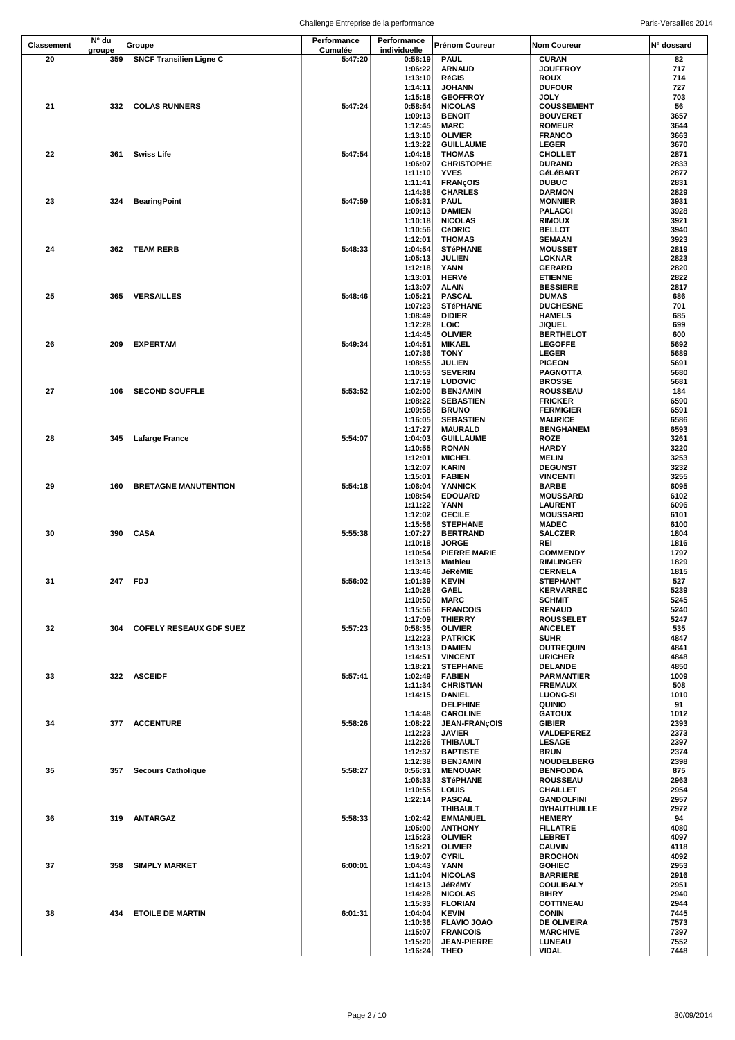| Classement | N° du groupe | Groupe | Performance Cumulée | Performance individuelle | Prénom Coureur | Nom Coureur | N° dossard |
|---|---|---|---|---|---|---|---|
| 20 | 359 | SNCF Transilien Ligne C | 5:47:20 | 0:58:19 | PAUL | CURAN | 82 |
| | | | | 1:06:22 | ARNAUD | JOUFFROY | 717 |
| | | | | 1:13:10 | RéGIS | ROUX | 714 |
| | | | | 1:14:11 | JOHANN | DUFOUR | 727 |
| | | | | 1:15:18 | GEOFFROY | JOLY | 703 |
| 21 | 332 | COLAS RUNNERS | 5:47:24 | 0:58:54 | NICOLAS | COUSSEMENT | 56 |
| | | | | 1:09:13 | BENOIT | BOUVERET | 3657 |
| | | | | 1:12:45 | MARC | ROMEUR | 3644 |
| | | | | 1:13:10 | OLIVIER | FRANCO | 3663 |
| | | | | 1:13:22 | GUILLAUME | LEGER | 3670 |
| 22 | 361 | Swiss Life | 5:47:54 | 1:04:18 | THOMAS | CHOLLET | 2871 |
| | | | | 1:06:07 | CHRISTOPHE | DURAND | 2833 |
| | | | | 1:11:10 | YVES | GéLéBART | 2877 |
| | | | | 1:11:41 | FRANçOIS | DUBUC | 2831 |
| | | | | 1:14:38 | CHARLES | DARMON | 2829 |
| 23 | 324 | BearingPoint | 5:47:59 | 1:05:31 | PAUL | MONNIER | 3931 |
| | | | | 1:09:13 | DAMIEN | PALACCI | 3928 |
| | | | | 1:10:18 | NICOLAS | RIMOUX | 3921 |
| | | | | 1:10:56 | CéDRIC | BELLOT | 3940 |
| | | | | 1:12:01 | THOMAS | SEMAAN | 3923 |
| 24 | 362 | TEAM RERB | 5:48:33 | 1:04:54 | STéPHANE | MOUSSET | 2819 |
| | | | | 1:05:13 | JULIEN | LOKNAR | 2823 |
| | | | | 1:12:18 | YANN | GERARD | 2820 |
| | | | | 1:13:01 | HERVé | ETIENNE | 2822 |
| | | | | 1:13:07 | ALAIN | BESSIERE | 2817 |
| 25 | 365 | VERSAILLES | 5:48:46 | 1:05:21 | PASCAL | DUMAS | 686 |
| | | | | 1:07:23 | STéPHANE | DUCHESNE | 701 |
| | | | | 1:08:49 | DIDIER | HAMELS | 685 |
| | | | | 1:12:28 | LOïC | JIQUEL | 699 |
| | | | | 1:14:45 | OLIVIER | BERTHELOT | 600 |
| 26 | 209 | EXPERTAM | 5:49:34 | 1:04:51 | MIKAEL | LEGOFFE | 5692 |
| | | | | 1:07:36 | TONY | LEGER | 5689 |
| | | | | 1:08:55 | JULIEN | PIGEON | 5691 |
| | | | | 1:10:53 | SEVERIN | PAGNOTTA | 5680 |
| | | | | 1:17:19 | LUDOVIC | BROSSE | 5681 |
| 27 | 106 | SECOND SOUFFLE | 5:53:52 | 1:02:00 | BENJAMIN | ROUSSEAU | 184 |
| | | | | 1:08:22 | SEBASTIEN | FRICKER | 6590 |
| | | | | 1:09:58 | BRUNO | FERMIGIER | 6591 |
| | | | | 1:16:05 | SEBASTIEN | MAURICE | 6586 |
| | | | | 1:17:27 | MAURALD | BENGHANEM | 6593 |
| 28 | 345 | Lafarge France | 5:54:07 | 1:04:03 | GUILLAUME | ROZE | 3261 |
| | | | | 1:10:55 | RONAN | HARDY | 3220 |
| | | | | 1:12:01 | MICHEL | MELIN | 3253 |
| | | | | 1:12:07 | KARIN | DEGUNST | 3232 |
| | | | | 1:15:01 | FABIEN | VINCENTI | 3255 |
| 29 | 160 | BRETAGNE MANUTENTION | 5:54:18 | 1:06:04 | YANNICK | BARBE | 6095 |
| | | | | 1:08:54 | EDOUARD | MOUSSARD | 6102 |
| | | | | 1:11:22 | YANN | LAURENT | 6096 |
| | | | | 1:12:02 | CECILE | MOUSSARD | 6101 |
| | | | | 1:15:56 | STEPHANE | MADEC | 6100 |
| 30 | 390 | CASA | 5:55:38 | 1:07:27 | BERTRAND | SALCZER | 1804 |
| | | | | 1:10:18 | JORGE | REI | 1816 |
| | | | | 1:10:54 | PIERRE MARIE | GOMMENDY | 1797 |
| | | | | 1:13:13 | Mathieu | RIMLINGER | 1829 |
| | | | | 1:13:46 | JéRéMIE | CERNELA | 1815 |
| 31 | 247 | FDJ | 5:56:02 | 1:01:39 | KEVIN | STEPHANT | 527 |
| | | | | 1:10:28 | GAEL | KERVARREC | 5239 |
| | | | | 1:10:50 | MARC | SCHMIT | 5245 |
| | | | | 1:15:56 | FRANCOIS | RENAUD | 5240 |
| | | | | 1:17:09 | THIERRY | ROUSSELET | 5247 |
| 32 | 304 | COFELY RESEAUX GDF SUEZ | 5:57:23 | 0:58:35 | OLIVIER | ANCELET | 535 |
| | | | | 1:12:23 | PATRICK | SUHR | 4847 |
| | | | | 1:13:13 | DAMIEN | OUTREQUIN | 4841 |
| | | | | 1:14:51 | VINCENT | URICHER | 4848 |
| | | | | 1:18:21 | STEPHANE | DELANDE | 4850 |
| 33 | 322 | ASCEIDF | 5:57:41 | 1:02:49 | FABIEN | PARMANTIER | 1009 |
| | | | | 1:11:34 | CHRISTIAN | FREMAUX | 508 |
| | | | | 1:14:15 | DANIEL | LUONG-SI | 1010 |
| | | | | | DELPHINE | QUINIO | 91 |
| | | | | 1:14:48 | CAROLINE | GATOUX | 1012 |
| 34 | 377 | ACCENTURE | 5:58:26 | 1:08:22 | JEAN-FRANçOIS | GIBIER | 2393 |
| | | | | 1:12:23 | JAVIER | VALDEPEREZ | 2373 |
| | | | | 1:12:26 | THIBAULT | LESAGE | 2397 |
| | | | | 1:12:37 | BAPTISTE | BRUN | 2374 |
| | | | | 1:12:38 | BENJAMIN | NOUDELBERG | 2398 |
| 35 | 357 | Secours Catholique | 5:58:27 | 0:56:31 | MENOUAR | BENFODDA | 875 |
| | | | | 1:06:33 | STéPHANE | ROUSSEAU | 2963 |
| | | | | 1:10:55 | LOUIS | CHAILLET | 2954 |
| | | | | 1:22:14 | PASCAL | GANDOLFINI | 2957 |
| | | | | | THIBAULT | D\'HAUTHUILLE | 2972 |
| 36 | 319 | ANTARGAZ | 5:58:33 | 1:02:42 | EMMANUEL | HEMERY | 94 |
| | | | | 1:05:00 | ANTHONY | FILLATRE | 4080 |
| | | | | 1:15:23 | OLIVIER | LEBRET | 4097 |
| | | | | 1:16:21 | OLIVIER | CAUVIN | 4118 |
| | | | | 1:19:07 | CYRIL | BROCHON | 4092 |
| 37 | 358 | SIMPLY MARKET | 6:00:01 | 1:04:43 | YANN | GOHIEC | 2953 |
| | | | | 1:11:04 | NICOLAS | BARRIERE | 2916 |
| | | | | 1:14:13 | JéRéMY | COULIBALY | 2951 |
| | | | | 1:14:28 | NICOLAS | BIHRY | 2940 |
| | | | | 1:15:33 | FLORIAN | COTTINEAU | 2944 |
| 38 | 434 | ETOILE DE MARTIN | 6:01:31 | 1:04:04 | KEVIN | CONIN | 7445 |
| | | | | 1:10:36 | FLAVIO JOAO | DE OLIVEIRA | 7573 |
| | | | | 1:15:07 | FRANCOIS | MARCHIVE | 7397 |
| | | | | 1:15:20 | JEAN-PIERRE | LUNEAU | 7552 |
| | | | | 1:16:24 | THEO | VIDAL | 7448 |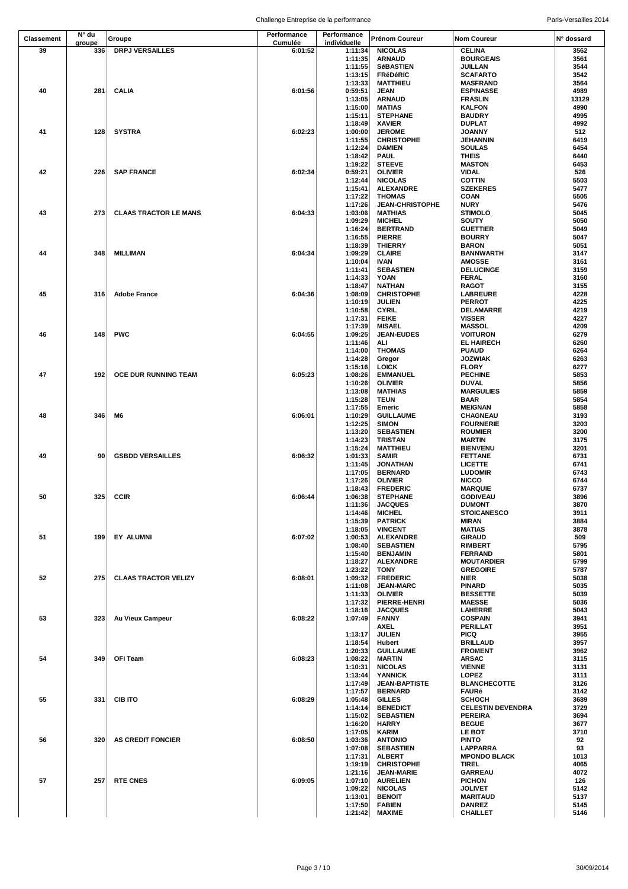| Classement | N° du groupe | Groupe | Performance Cumulée | Performance individuelle | Prénom Coureur | Nom Coureur | N° dossard |
|---|---|---|---|---|---|---|---|
| 39 | 336 | DRPJ VERSAILLES | 6:01:52 | 1:11:34 | NICOLAS | CELINA | 3562 |
| | | | | 1:11:35 | ARNAUD | BOURGEAIS | 3561 |
| | | | | 1:11:55 | SéBASTIEN | JUILLAN | 3544 |
| | | | | 1:13:15 | FRéDéRIC | SCAFARTO | 3542 |
| | | | | 1:13:33 | MATTHIEU | MASFRAND | 3564 |
| 40 | 281 | CALIA | 6:01:56 | 0:59:51 | JEAN | ESPINASSE | 4989 |
| | | | | 1:13:05 | ARNAUD | FRASLIN | 13129 |
| | | | | 1:15:00 | MATIAS | KALFON | 4990 |
| | | | | 1:15:11 | STEPHANE | BAUDRY | 4995 |
| | | | | 1:18:49 | XAVIER | DUPLAT | 4992 |
| 41 | 128 | SYSTRA | 6:02:23 | 1:00:00 | JEROME | JOANNY | 512 |
| | | | | 1:11:55 | CHRISTOPHE | JEHANNIN | 6419 |
| | | | | 1:12:24 | DAMIEN | SOULAS | 6454 |
| | | | | 1:18:42 | PAUL | THEIS | 6440 |
| | | | | 1:19:22 | STEEVE | MASTON | 6453 |
| 42 | 226 | SAP FRANCE | 6:02:34 | 0:59:21 | OLIVIER | VIDAL | 526 |
| | | | | 1:12:44 | NICOLAS | COTTIN | 5503 |
| | | | | 1:15:41 | ALEXANDRE | SZEKERES | 5477 |
| | | | | 1:17:22 | THOMAS | COAN | 5505 |
| | | | | 1:17:26 | JEAN-CHRISTOPHE | NURY | 5476 |
| 43 | 273 | CLAAS TRACTOR LE MANS | 6:04:33 | 1:03:06 | MATHIAS | STIMOLO | 5045 |
| | | | | 1:09:29 | MICHEL | SOUTY | 5050 |
| | | | | 1:16:24 | BERTRAND | GUETTIER | 5049 |
| | | | | 1:16:55 | PIERRE | BOURRY | 5047 |
| | | | | 1:18:39 | THIERRY | BARON | 5051 |
| 44 | 348 | MILLIMAN | 6:04:34 | 1:09:29 | CLAIRE | BANNWARTH | 3147 |
| | | | | 1:10:04 | IVAN | AMOSSE | 3161 |
| | | | | 1:11:41 | SEBASTIEN | DELUCINGE | 3159 |
| | | | | 1:14:33 | YOAN | FERAL | 3160 |
| | | | | 1:18:47 | NATHAN | RAGOT | 3155 |
| 45 | 316 | Adobe France | 6:04:36 | 1:08:09 | CHRISTOPHE | LABREURE | 4228 |
| | | | | 1:10:19 | JULIEN | PERROT | 4225 |
| | | | | 1:10:58 | CYRIL | DELAMARRE | 4219 |
| | | | | 1:17:31 | FEIKE | VISSER | 4227 |
| | | | | 1:17:39 | MISAEL | MASSOL | 4209 |
| 46 | 148 | PWC | 6:04:55 | 1:09:25 | JEAN-EUDES | VOITURON | 6279 |
| | | | | 1:11:46 | ALI | EL HAIRECH | 6260 |
| | | | | 1:14:00 | THOMAS | PUAUD | 6264 |
| | | | | 1:14:28 | Gregor | JOZWIAK | 6263 |
| | | | | 1:15:16 | LOICK | FLORY | 6277 |
| 47 | 192 | OCE DUR RUNNING TEAM | 6:05:23 | 1:08:26 | EMMANUEL | PECHINE | 5853 |
| | | | | 1:10:26 | OLIVIER | DUVAL | 5856 |
| | | | | 1:13:08 | MATHIAS | MARGULIES | 5859 |
| | | | | 1:15:28 | TEUN | BAAR | 5854 |
| | | | | 1:17:55 | Emeric | MEIGNAN | 5858 |
| 48 | 346 | M6 | 6:06:01 | 1:10:29 | GUILLAUME | CHAGNEAU | 3193 |
| | | | | 1:12:25 | SIMON | FOURNERIE | 3203 |
| | | | | 1:13:20 | SEBASTIEN | ROUMIER | 3200 |
| | | | | 1:14:23 | TRISTAN | MARTIN | 3175 |
| | | | | 1:15:24 | MATTHIEU | BIENVENU | 3201 |
| 49 | 90 | GSBDD VERSAILLES | 6:06:32 | 1:01:33 | SAMIR | FETTANE | 6731 |
| | | | | 1:11:45 | JONATHAN | LICETTE | 6741 |
| | | | | 1:17:05 | BERNARD | LUDOMIR | 6743 |
| | | | | 1:17:26 | OLIVIER | NICCO | 6744 |
| | | | | 1:18:43 | FREDERIC | MARQUIE | 6737 |
| 50 | 325 | CCIR | 6:06:44 | 1:06:38 | STEPHANE | GODIVEAU | 3896 |
| | | | | 1:11:36 | JACQUES | DUMONT | 3870 |
| | | | | 1:14:46 | MICHEL | STOICANESCO | 3911 |
| | | | | 1:15:39 | PATRICK | MIRAN | 3884 |
| | | | | 1:18:05 | VINCENT | MATIAS | 3878 |
| 51 | 199 | EY ALUMNI | 6:07:02 | 1:00:53 | ALEXANDRE | GIRAUD | 509 |
| | | | | 1:08:40 | SEBASTIEN | RIMBERT | 5795 |
| | | | | 1:15:40 | BENJAMIN | FERRAND | 5801 |
| | | | | 1:18:27 | ALEXANDRE | MOUTARDIER | 5799 |
| | | | | 1:23:22 | TONY | GREGOIRE | 5787 |
| 52 | 275 | CLAAS TRACTOR VELIZY | 6:08:01 | 1:09:32 | FREDERIC | NIER | 5038 |
| | | | | 1:11:08 | JEAN-MARC | PINARD | 5035 |
| | | | | 1:11:33 | OLIVIER | BESSETTE | 5039 |
| | | | | 1:17:32 | PIERRE-HENRI | MAESSE | 5036 |
| | | | | 1:18:16 | JACQUES | LAHERRE | 5043 |
| 53 | 323 | Au Vieux Campeur | 6:08:22 | 1:07:49 | FANNY | COSPAIN | 3941 |
| | | | | | AXEL | PERILLAT | 3951 |
| | | | | 1:13:17 | JULIEN | PICQ | 3955 |
| | | | | 1:18:54 | Hubert | BRILLAUD | 3957 |
| | | | | 1:20:33 | GUILLAUME | FROMENT | 3962 |
| 54 | 349 | OFI Team | 6:08:23 | 1:08:22 | MARTIN | ARSAC | 3115 |
| | | | | 1:10:31 | NICOLAS | VIENNE | 3131 |
| | | | | 1:13:44 | YANNICK | LOPEZ | 3111 |
| | | | | 1:17:49 | JEAN-BAPTISTE | BLANCHECOTTE | 3126 |
| | | | | 1:17:57 | BERNARD | FAURé | 3142 |
| 55 | 331 | CIB ITO | 6:08:29 | 1:05:48 | GILLES | SCHOCH | 3689 |
| | | | | 1:14:14 | BENEDICT | CELESTIN DEVENDRA | 3729 |
| | | | | 1:15:02 | SEBASTIEN | PEREIRA | 3694 |
| | | | | 1:16:20 | HARRY | BEGUE | 3677 |
| | | | | 1:17:05 | KARIM | LE BOT | 3710 |
| 56 | 320 | AS CREDIT FONCIER | 6:08:50 | 1:03:36 | ANTONIO | PINTO | 92 |
| | | | | 1:07:08 | SEBASTIEN | LAPPARRA | 93 |
| | | | | 1:17:31 | ALBERT | MPONDO BLACK | 1013 |
| | | | | 1:19:19 | CHRISTOPHE | TIREL | 4065 |
| | | | | 1:21:16 | JEAN-MARIE | GARREAU | 4072 |
| 57 | 257 | RTE CNES | 6:09:05 | 1:07:10 | AURELIEN | PICHON | 126 |
| | | | | 1:09:22 | NICOLAS | JOLIVET | 5142 |
| | | | | 1:13:01 | BENOIT | MARITAUD | 5137 |
| | | | | 1:17:50 | FABIEN | DANREZ | 5145 |
| | | | | 1:21:42 | MAXIME | CHAILLET | 5146 |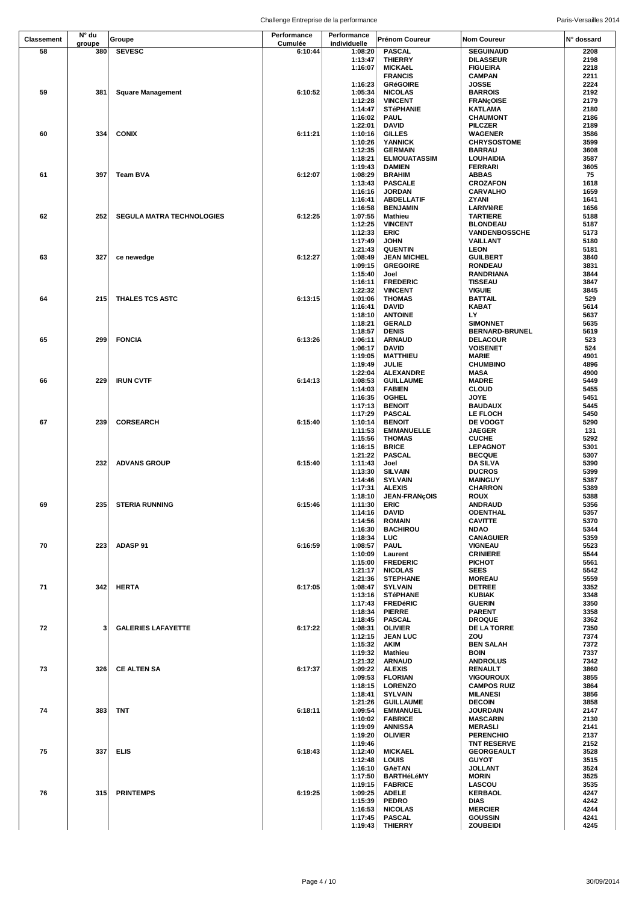| Classement | N° du groupe | Groupe | Performance Cumulée | Performance individuelle | Prénom Coureur | Nom Coureur | N° dossard |
|---|---|---|---|---|---|---|---|
| 58 | 380 | SEVESC | 6:10:44 | 1:08:20 | PASCAL | SEGUINAUD | 2208 |
| | | | | 1:13:47 | THIERRY | DILASSEUR | 2198 |
| | | | | 1:16:07 | MICKAëL | FIGUEIRA | 2218 |
| | | | | | FRANCIS | CAMPAN | 2211 |
| | | | | 1:16:23 | GRéGOIRE | JOSSE | 2224 |
| 59 | 381 | Square Management | 6:10:52 | 1:05:34 | NICOLAS | BARROIS | 2192 |
| | | | | 1:12:28 | VINCENT | FRANçOISE | 2179 |
| | | | | 1:14:47 | STéPHANIE | KATLAMA | 2180 |
| | | | | 1:16:02 | PAUL | CHAUMONT | 2186 |
| | | | | 1:22:01 | DAVID | PILCZER | 2189 |
| 60 | 334 | CONIX | 6:11:21 | 1:10:16 | GILLES | WAGENER | 3586 |
| | | | | 1:10:26 | YANNICK | CHRYSOSTOME | 3599 |
| | | | | 1:12:35 | GERMAIN | BARRAU | 3608 |
| | | | | 1:18:21 | ELMOUATASSIM | LOUHAIDIA | 3587 |
| | | | | 1:19:43 | DAMIEN | FERRARI | 3605 |
| 61 | 397 | Team BVA | 6:12:07 | 1:08:29 | BRAHIM | ABBAS | 75 |
| | | | | 1:13:43 | PASCALE | CROZAFON | 1618 |
| | | | | 1:16:16 | JORDAN | CARVALHO | 1659 |
| | | | | 1:16:41 | ABDELLATIF | ZYANI | 1641 |
| | | | | 1:16:58 | BENJAMIN | LARIVIèRE | 1656 |
| 62 | 252 | SEGULA MATRA TECHNOLOGIES | 6:12:25 | 1:07:55 | Mathieu | TARTIERE | 5188 |
| | | | | 1:12:25 | VINCENT | BLONDEAU | 5187 |
| | | | | 1:12:33 | ERIC | VANDENBOSSCHE | 5173 |
| | | | | 1:17:49 | JOHN | VAILLANT | 5180 |
| | | | | 1:21:43 | QUENTIN | LEON | 5181 |
| 63 | 327 | ce newedge | 6:12:27 | 1:08:49 | JEAN MICHEL | GUILBERT | 3840 |
| | | | | 1:09:15 | GREGOIRE | RONDEAU | 3831 |
| | | | | 1:15:40 | Joel | RANDRIANA | 3844 |
| | | | | 1:16:11 | FREDERIC | TISSEAU | 3847 |
| | | | | 1:22:32 | VINCENT | VIGUIE | 3845 |
| 64 | 215 | THALES TCS ASTC | 6:13:15 | 1:01:06 | THOMAS | BATTAIL | 529 |
| | | | | 1:16:41 | DAVID | KABAT | 5614 |
| | | | | 1:18:10 | ANTOINE | LY | 5637 |
| | | | | 1:18:21 | GERALD | SIMONNET | 5635 |
| | | | | 1:18:57 | DENIS | BERNARD-BRUNEL | 5619 |
| 65 | 299 | FONCIA | 6:13:26 | 1:06:11 | ARNAUD | DELACOUR | 523 |
| | | | | 1:06:17 | DAVID | VOISENET | 524 |
| | | | | 1:19:05 | MATTHIEU | MARIE | 4901 |
| | | | | 1:19:49 | JULIE | CHUMBINO | 4896 |
| | | | | 1:22:04 | ALEXANDRE | MASA | 4900 |
| 66 | 229 | IRUN CVTF | 6:14:13 | 1:08:53 | GUILLAUME | MADRE | 5449 |
| | | | | 1:14:03 | FABIEN | CLOUD | 5455 |
| | | | | 1:16:35 | OGHEL | JOYE | 5451 |
| | | | | 1:17:13 | BENOIT | BAUDAUX | 5445 |
| | | | | 1:17:29 | PASCAL | LE FLOCH | 5450 |
| 67 | 239 | CORSEARCH | 6:15:40 | 1:10:14 | BENOIT | DE VOOGT | 5290 |
| | | | | 1:11:53 | EMMANUELLE | JAEGER | 131 |
| | | | | 1:15:56 | THOMAS | CUCHE | 5292 |
| | | | | 1:16:15 | BRICE | LEPAGNOT | 5301 |
| | | | | 1:21:22 | PASCAL | BECQUE | 5307 |
| | 232 | ADVANS GROUP | 6:15:40 | 1:11:43 | Joel | DA SILVA | 5390 |
| | | | | 1:13:30 | SILVAIN | DUCROS | 5399 |
| | | | | 1:14:46 | SYLVAIN | MAINGUY | 5387 |
| | | | | 1:17:31 | ALEXIS | CHARRON | 5389 |
| | | | | 1:18:10 | JEAN-FRANçOIS | ROUX | 5388 |
| 69 | 235 | STERIA RUNNING | 6:15:46 | 1:11:30 | ERIC | ANDRAUD | 5356 |
| | | | | 1:14:16 | DAVID | ODENTHAL | 5357 |
| | | | | 1:14:56 | ROMAIN | CAVITTE | 5370 |
| | | | | 1:16:30 | BACHIROU | NDAO | 5344 |
| | | | | 1:18:34 | LUC | CANAGUIER | 5359 |
| 70 | 223 | ADASP 91 | 6:16:59 | 1:08:57 | PAUL | VIGNEAU | 5523 |
| | | | | 1:10:09 | Laurent | CRINIERE | 5544 |
| | | | | 1:15:00 | FREDERIC | PICHOT | 5561 |
| | | | | 1:21:17 | NICOLAS | SEES | 5542 |
| | | | | 1:21:36 | STEPHANE | MOREAU | 5559 |
| 71 | 342 | HERTA | 6:17:05 | 1:08:47 | SYLVAIN | DETREE | 3352 |
| | | | | 1:13:16 | STéPHANE | KUBIAK | 3348 |
| | | | | 1:17:43 | FREDéRIC | GUERIN | 3350 |
| | | | | 1:18:34 | PIERRE | PARENT | 3358 |
| | | | | 1:18:45 | PASCAL | DROQUE | 3362 |
| 72 | 3 | GALERIES LAFAYETTE | 6:17:22 | 1:08:31 | OLIVIER | DE LA TORRE | 7350 |
| | | | | 1:12:15 | JEAN LUC | ZOU | 7374 |
| | | | | 1:15:32 | AKIM | BEN SALAH | 7372 |
| | | | | 1:19:32 | Mathieu | BOIN | 7337 |
| | | | | 1:21:32 | ARNAUD | ANDROLUS | 7342 |
| 73 | 326 | CE ALTEN SA | 6:17:37 | 1:09:22 | ALEXIS | RENAULT | 3860 |
| | | | | 1:09:53 | FLORIAN | VIGOUROUX | 3855 |
| | | | | 1:18:15 | LORENZO | CAMPOS RUIZ | 3864 |
| | | | | 1:18:41 | SYLVAIN | MILANESI | 3856 |
| | | | | 1:21:26 | GUILLAUME | DECOIN | 3858 |
| 74 | 383 | TNT | 6:18:11 | 1:09:54 | EMMANUEL | JOURDAIN | 2147 |
| | | | | 1:10:02 | FABRICE | MASCARIN | 2130 |
| | | | | 1:19:09 | ANNISSA | MERASLI | 2141 |
| | | | | 1:19:20 | OLIVIER | PERENCHIO | 2137 |
| | | | | 1:19:46 | | TNT RESERVE | 2152 |
| 75 | 337 | ELIS | 6:18:43 | 1:12:40 | MICKAEL | GEORGEAULT | 3528 |
| | | | | 1:12:48 | LOUIS | GUYOT | 3515 |
| | | | | 1:16:10 | GAëTAN | JOLLANT | 3524 |
| | | | | 1:17:50 | BARTHéLéMY | MORIN | 3525 |
| | | | | 1:19:15 | FABRICE | LASCOU | 3535 |
| 76 | 315 | PRINTEMPS | 6:19:25 | 1:09:25 | ADELE | KERBAOL | 4247 |
| | | | | 1:15:39 | PEDRO | DIAS | 4242 |
| | | | | 1:16:53 | NICOLAS | MERCIER | 4244 |
| | | | | 1:17:45 | PASCAL | GOUSSIN | 4241 |
| | | | | 1:19:43 | THIERRY | ZOUBEIDI | 4245 |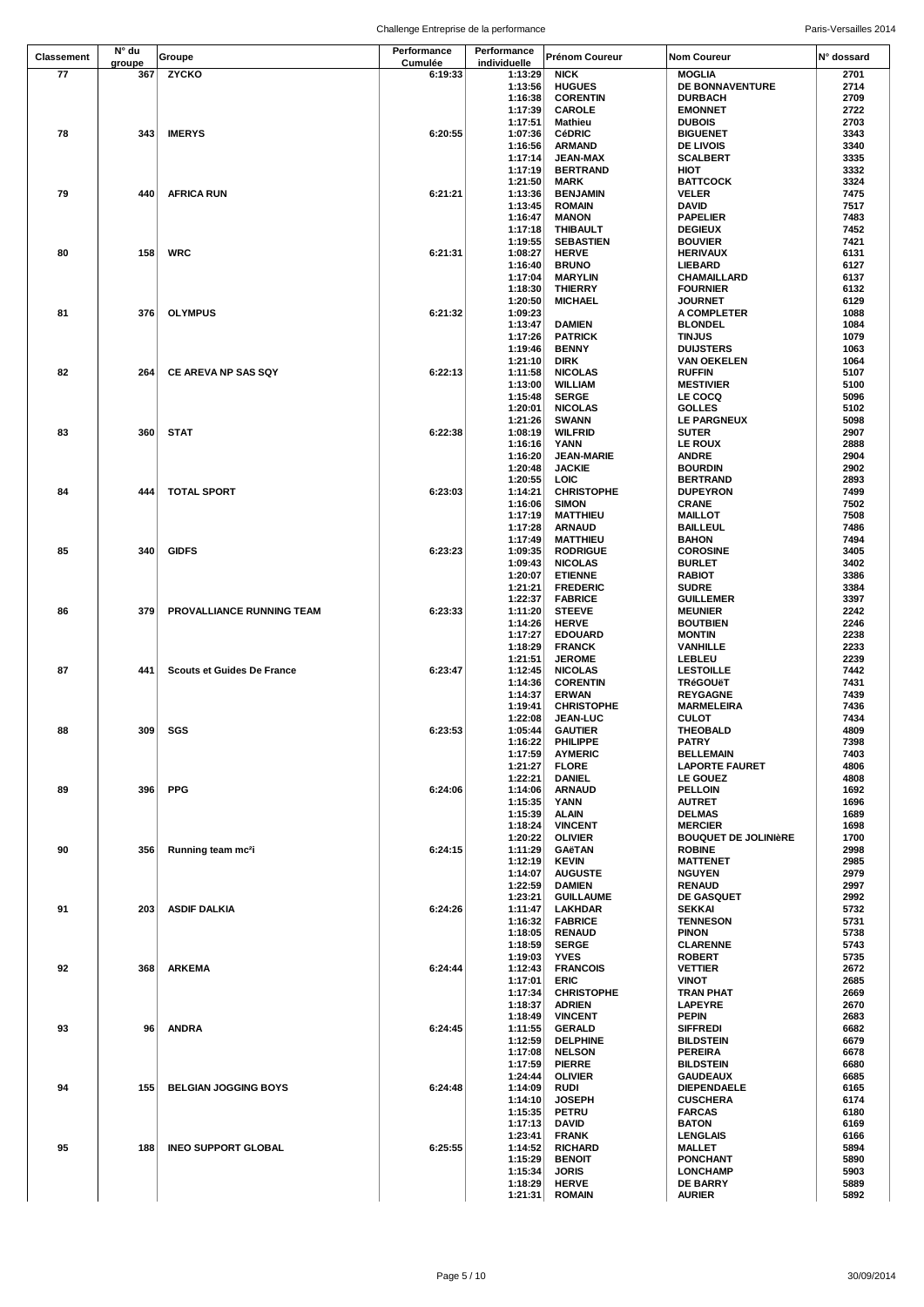| Classement | N° du groupe | Groupe | Performance Cumulée | Performance individuelle | Prénom Coureur | Nom Coureur | N° dossard |
|---|---|---|---|---|---|---|---|
| 77 | 367 | ZYCKO | 6:19:33 | 1:13:29 | NICK | MOGLIA | 2701 |
| | | | | 1:13:56 | HUGUES | DE BONNAVENTURE | 2714 |
| | | | | 1:16:38 | CORENTIN | DURBACH | 2709 |
| | | | | 1:17:39 | CAROLE | EMONNET | 2722 |
| | | | | 1:17:51 | Mathieu | DUBOIS | 2703 |
| 78 | 343 | IMERYS | 6:20:55 | 1:07:36 | CéDRIC | BIGUENET | 3343 |
| | | | | 1:16:56 | ARMAND | DE LIVOIS | 3340 |
| | | | | 1:17:14 | JEAN-MAX | SCALBERT | 3335 |
| | | | | 1:17:19 | BERTRAND | HIOT | 3332 |
| | | | | 1:21:50 | MARK | BATTCOCK | 3324 |
| 79 | 440 | AFRICA RUN | 6:21:21 | 1:13:36 | BENJAMIN | VELER | 7475 |
| | | | | 1:13:45 | ROMAIN | DAVID | 7517 |
| | | | | 1:16:47 | MANON | PAPELIER | 7483 |
| | | | | 1:17:18 | THIBAULT | DEGIEUX | 7452 |
| | | | | 1:19:55 | SEBASTIEN | BOUVIER | 7421 |
| 80 | 158 | WRC | 6:21:31 | 1:08:27 | HERVE | HERIVAUX | 6131 |
| | | | | 1:16:40 | BRUNO | LIEBARD | 6127 |
| | | | | 1:17:04 | MARYLIN | CHAMAILLARD | 6137 |
| | | | | 1:18:30 | THIERRY | FOURNIER | 6132 |
| | | | | 1:20:50 | MICHAEL | JOURNET | 6129 |
| 81 | 376 | OLYMPUS | 6:21:32 | 1:09:23 | | A COMPLETER | 1088 |
| | | | | 1:13:47 | DAMIEN | BLONDEL | 1084 |
| | | | | 1:17:26 | PATRICK | TINJUS | 1079 |
| | | | | 1:19:46 | BENNY | DUIJSTERS | 1063 |
| | | | | 1:21:10 | DIRK | VAN OEKELEN | 1064 |
| 82 | 264 | CE AREVA NP SAS SQY | 6:22:13 | 1:11:58 | NICOLAS | RUFFIN | 5107 |
| | | | | 1:13:00 | WILLIAM | MESTIVIER | 5100 |
| | | | | 1:15:48 | SERGE | LE COCQ | 5096 |
| | | | | 1:20:01 | NICOLAS | GOLLES | 5102 |
| | | | | 1:21:26 | SWANN | LE PARGNEUX | 5098 |
| 83 | 360 | STAT | 6:22:38 | 1:08:19 | WILFRID | SUTER | 2907 |
| | | | | 1:16:16 | YANN | LE ROUX | 2888 |
| | | | | 1:16:20 | JEAN-MARIE | ANDRE | 2904 |
| | | | | 1:20:48 | JACKIE | BOURDIN | 2902 |
| | | | | 1:20:55 | LOIC | BERTRAND | 2893 |
| 84 | 444 | TOTAL SPORT | 6:23:03 | 1:14:21 | CHRISTOPHE | DUPEYRON | 7499 |
| | | | | 1:16:06 | SIMON | CRANE | 7502 |
| | | | | 1:17:19 | MATTHIEU | MAILLOT | 7508 |
| | | | | 1:17:28 | ARNAUD | BAILLEUL | 7486 |
| | | | | 1:17:49 | MATTHIEU | BAHON | 7494 |
| 85 | 340 | GIDFS | 6:23:23 | 1:09:35 | RODRIGUE | COROSINE | 3405 |
| | | | | 1:09:43 | NICOLAS | BURLET | 3402 |
| | | | | 1:20:07 | ETIENNE | RABIOT | 3386 |
| | | | | 1:21:21 | FREDERIC | SUDRE | 3384 |
| | | | | 1:22:37 | FABRICE | GUILLEMER | 3397 |
| 86 | 379 | PROVALLIANCE RUNNING TEAM | 6:23:33 | 1:11:20 | STEEVE | MEUNIER | 2242 |
| | | | | 1:14:26 | HERVE | BOUTBIEN | 2246 |
| | | | | 1:17:27 | EDOUARD | MONTIN | 2238 |
| | | | | 1:18:29 | FRANCK | VANHILLE | 2233 |
| | | | | 1:21:51 | JEROME | LEBLEU | 2239 |
| 87 | 441 | Scouts et Guides De France | 6:23:47 | 1:12:45 | NICOLAS | LESTOILLE | 7442 |
| | | | | 1:14:36 | CORENTIN | TRéGOUëT | 7431 |
| | | | | 1:14:37 | ERWAN | REYGAGNE | 7439 |
| | | | | 1:19:41 | CHRISTOPHE | MARMELEIRA | 7436 |
| | | | | 1:22:08 | JEAN-LUC | CULOT | 7434 |
| 88 | 309 | SGS | 6:23:53 | 1:05:44 | GAUTIER | THEOBALD | 4809 |
| | | | | 1:16:22 | PHILIPPE | PATRY | 7398 |
| | | | | 1:17:59 | AYMERIC | BELLEMAIN | 7403 |
| | | | | 1:21:27 | FLORE | LAPORTE FAURET | 4806 |
| | | | | 1:22:21 | DANIEL | LE GOUEZ | 4808 |
| 89 | 396 | PPG | 6:24:06 | 1:14:06 | ARNAUD | PELLOIN | 1692 |
| | | | | 1:15:35 | YANN | AUTRET | 1696 |
| | | | | 1:15:39 | ALAIN | DELMAS | 1689 |
| | | | | 1:18:24 | VINCENT | MERCIER | 1698 |
| | | | | 1:20:22 | OLIVIER | BOUQUET DE JOLINIèRE | 1700 |
| 90 | 356 | Running team mc²i | 6:24:15 | 1:11:29 | GAëTAN | ROBINE | 2998 |
| | | | | 1:12:19 | KEVIN | MATTENET | 2985 |
| | | | | 1:14:07 | AUGUSTE | NGUYEN | 2979 |
| | | | | 1:22:59 | DAMIEN | RENAUD | 2997 |
| | | | | 1:23:21 | GUILLAUME | DE GASQUET | 2992 |
| 91 | 203 | ASDIF DALKIA | 6:24:26 | 1:11:47 | LAKHDAR | SEKKAI | 5732 |
| | | | | 1:16:32 | FABRICE | TENNESON | 5731 |
| | | | | 1:18:05 | RENAUD | PINON | 5738 |
| | | | | 1:18:59 | SERGE | CLARENNE | 5743 |
| | | | | 1:19:03 | YVES | ROBERT | 5735 |
| 92 | 368 | ARKEMA | 6:24:44 | 1:12:43 | FRANCOIS | VETTIER | 2672 |
| | | | | 1:17:01 | ERIC | VINOT | 2685 |
| | | | | 1:17:34 | CHRISTOPHE | TRAN PHAT | 2669 |
| | | | | 1:18:37 | ADRIEN | LAPEYRE | 2670 |
| | | | | 1:18:49 | VINCENT | PEPIN | 2683 |
| 93 | 96 | ANDRA | 6:24:45 | 1:11:55 | GERALD | SIFFREDI | 6682 |
| | | | | 1:12:59 | DELPHINE | BILDSTEIN | 6679 |
| | | | | 1:17:08 | NELSON | PEREIRA | 6678 |
| | | | | 1:17:59 | PIERRE | BILDSTEIN | 6680 |
| | | | | 1:24:44 | OLIVIER | GAUDEAUX | 6685 |
| 94 | 155 | BELGIAN JOGGING BOYS | 6:24:48 | 1:14:09 | RUDI | DIEPENDAELE | 6165 |
| | | | | 1:14:10 | JOSEPH | CUSCHERA | 6174 |
| | | | | 1:15:35 | PETRU | FARCAS | 6180 |
| | | | | 1:17:13 | DAVID | BATON | 6169 |
| | | | | 1:23:41 | FRANK | LENGLAIS | 6166 |
| 95 | 188 | INEO SUPPORT GLOBAL | 6:25:55 | 1:14:52 | RICHARD | MALLET | 5894 |
| | | | | 1:15:29 | BENOIT | PONCHANT | 5890 |
| | | | | 1:15:34 | JORIS | LONCHAMP | 5903 |
| | | | | 1:18:29 | HERVE | DE BARRY | 5889 |
| | | | | 1:21:31 | ROMAIN | AURIER | 5892 |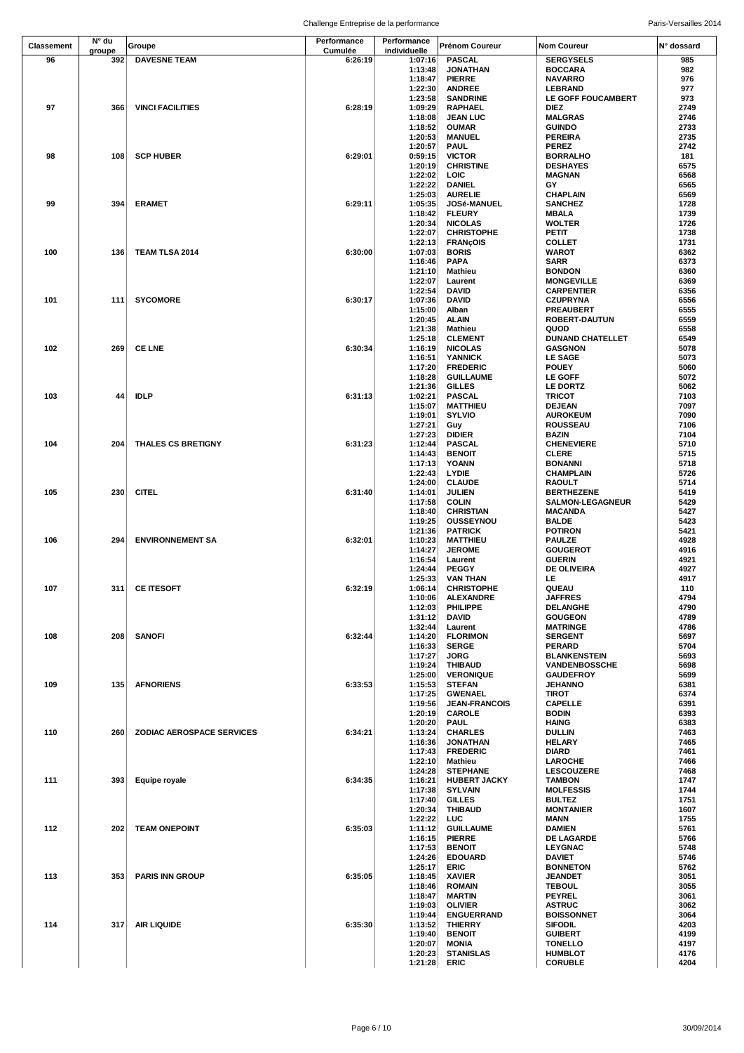| Classement | N° du groupe | Groupe | Performance Cumulée | Performance individuelle | Prénom Coureur | Nom Coureur | N° dossard |
|---|---|---|---|---|---|---|---|
| 96 | 392 | DAVESNE TEAM | 6:26:19 | 1:07:16 | PASCAL | SERGYSELS | 985 |
| | | | | 1:13:48 | JONATHAN | BOCCARA | 982 |
| | | | | 1:18:47 | PIERRE | NAVARRO | 976 |
| | | | | 1:22:30 | ANDREE | LEBRAND | 977 |
| | | | | 1:23:58 | SANDRINE | LE GOFF FOUCAMBERT | 973 |
| 97 | 366 | VINCI FACILITIES | 6:28:19 | 1:09:29 | RAPHAEL | DIEZ | 2749 |
| | | | | 1:18:08 | JEAN LUC | MALGRAS | 2746 |
| | | | | 1:18:52 | OUMAR | GUINDO | 2733 |
| | | | | 1:20:53 | MANUEL | PEREIRA | 2735 |
| | | | | 1:20:57 | PAUL | PEREZ | 2742 |
| 98 | 108 | SCP HUBER | 6:29:01 | 0:59:15 | VICTOR | BORRALHO | 181 |
| | | | | 1:20:19 | CHRISTINE | DESHAYES | 6575 |
| | | | | 1:22:02 | LOIC | MAGNAN | 6568 |
| | | | | 1:22:22 | DANIEL | GY | 6565 |
| | | | | 1:25:03 | AURELIE | CHAPLAIN | 6569 |
| 99 | 394 | ERAMET | 6:29:11 | 1:05:35 | JOSé-MANUEL | SANCHEZ | 1728 |
| | | | | 1:18:42 | FLEURY | MBALA | 1739 |
| | | | | 1:20:34 | NICOLAS | WOLTER | 1726 |
| | | | | 1:22:07 | CHRISTOPHE | PETIT | 1738 |
| | | | | 1:22:13 | FRANçOIS | COLLET | 1731 |
| 100 | 136 | TEAM TLSA 2014 | 6:30:00 | 1:07:03 | BORIS | WAROT | 6362 |
| | | | | 1:16:46 | PAPA | SARR | 6373 |
| | | | | 1:21:10 | Mathieu | BONDON | 6360 |
| | | | | 1:22:07 | Laurent | MONGEVILLE | 6369 |
| | | | | 1:22:54 | DAVID | CARPENTIER | 6356 |
| 101 | 111 | SYCOMORE | 6:30:17 | 1:07:36 | DAVID | CZUPRYNA | 6556 |
| | | | | 1:15:00 | Alban | PREAUBERT | 6555 |
| | | | | 1:20:45 | ALAIN | ROBERT-DAUTUN | 6559 |
| | | | | 1:21:38 | Mathieu | QUOD | 6558 |
| | | | | 1:25:18 | CLEMENT | DUNAND CHATELLET | 6549 |
| 102 | 269 | CE LNE | 6:30:34 | 1:16:19 | NICOLAS | GASGNON | 5078 |
| | | | | 1:16:51 | YANNICK | LE SAGE | 5073 |
| | | | | 1:17:20 | FREDERIC | POUEY | 5060 |
| | | | | 1:18:28 | GUILLAUME | LE GOFF | 5072 |
| | | | | 1:21:36 | GILLES | LE DORTZ | 5062 |
| 103 | 44 | IDLP | 6:31:13 | 1:02:21 | PASCAL | TRICOT | 7103 |
| | | | | 1:15:07 | MATTHIEU | DEJEAN | 7097 |
| | | | | 1:19:01 | SYLVIO | AUROKEUM | 7090 |
| | | | | 1:27:21 | Guy | ROUSSEAU | 7106 |
| | | | | 1:27:23 | DIDIER | BAZIN | 7104 |
| 104 | 204 | THALES CS BRETIGNY | 6:31:23 | 1:12:44 | PASCAL | CHENEVIERE | 5710 |
| | | | | 1:14:43 | BENOIT | CLERE | 5715 |
| | | | | 1:17:13 | YOANN | BONANNI | 5718 |
| | | | | 1:22:43 | LYDIE | CHAMPLAIN | 5726 |
| | | | | 1:24:00 | CLAUDE | RAOULT | 5714 |
| 105 | 230 | CITEL | 6:31:40 | 1:14:01 | JULIEN | BERTHEZENE | 5419 |
| | | | | 1:17:58 | COLIN | SALMON-LEGAGNEUR | 5429 |
| | | | | 1:18:40 | CHRISTIAN | MACANDA | 5427 |
| | | | | 1:19:25 | OUSSEYNOU | BALDE | 5423 |
| | | | | 1:21:36 | PATRICK | POTIRON | 5421 |
| 106 | 294 | ENVIRONNEMENT SA | 6:32:01 | 1:10:23 | MATTHIEU | PAULZE | 4928 |
| | | | | 1:14:27 | JEROME | GOUGEROT | 4916 |
| | | | | 1:16:54 | Laurent | GUERIN | 4921 |
| | | | | 1:24:44 | PEGGY | DE OLIVEIRA | 4927 |
| | | | | 1:25:33 | VAN THAN | LE | 4917 |
| 107 | 311 | CE ITESOFT | 6:32:19 | 1:06:14 | CHRISTOPHE | QUEAU | 110 |
| | | | | 1:10:06 | ALEXANDRE | JAFFRES | 4794 |
| | | | | 1:12:03 | PHILIPPE | DELANGHE | 4790 |
| | | | | 1:31:12 | DAVID | GOUGEON | 4789 |
| | | | | 1:32:44 | Laurent | MATRINGE | 4786 |
| 108 | 208 | SANOFI | 6:32:44 | 1:14:20 | FLORIMON | SERGENT | 5697 |
| | | | | 1:16:33 | SERGE | PERARD | 5704 |
| | | | | 1:17:27 | JORG | BLANKENSTEIN | 5693 |
| | | | | 1:19:24 | THIBAUD | VANDENBOSSCHE | 5698 |
| | | | | 1:25:00 | VERONIQUE | GAUDEFROY | 5699 |
| 109 | 135 | AFNORIENS | 6:33:53 | 1:15:53 | STEFAN | JEHANNO | 6381 |
| | | | | 1:17:25 | GWENAEL | TIROT | 6374 |
| | | | | 1:19:56 | JEAN-FRANCOIS | CAPELLE | 6391 |
| | | | | 1:20:19 | CAROLE | BODIN | 6393 |
| | | | | 1:20:20 | PAUL | HAING | 6383 |
| 110 | 260 | ZODIAC AEROSPACE SERVICES | 6:34:21 | 1:13:24 | CHARLES | DULLIN | 7463 |
| | | | | 1:16:36 | JONATHAN | HELARY | 7465 |
| | | | | 1:17:43 | FREDERIC | DIARD | 7461 |
| | | | | 1:22:10 | Mathieu | LAROCHE | 7466 |
| | | | | 1:24:28 | STEPHANE | LESCOUZERE | 7468 |
| 111 | 393 | Equipe royale | 6:34:35 | 1:16:21 | HUBERT JACKY | TAMBON | 1747 |
| | | | | 1:17:38 | SYLVAIN | MOLFESSIS | 1744 |
| | | | | 1:17:40 | GILLES | BULTEZ | 1751 |
| | | | | 1:20:34 | THIBAUD | MONTANIER | 1607 |
| | | | | 1:22:22 | LUC | MANN | 1755 |
| 112 | 202 | TEAM ONEPOINT | 6:35:03 | 1:11:12 | GUILLAUME | DAMIEN | 5761 |
| | | | | 1:16:15 | PIERRE | DE LAGARDE | 5766 |
| | | | | 1:17:53 | BENOIT | LEYGNAC | 5748 |
| | | | | 1:24:26 | EDOUARD | DAVIET | 5746 |
| | | | | 1:25:17 | ERIC | BONNETON | 5762 |
| 113 | 353 | PARIS INN GROUP | 6:35:05 | 1:18:45 | XAVIER | JEANDET | 3051 |
| | | | | 1:18:46 | ROMAIN | TEBOUL | 3055 |
| | | | | 1:18:47 | MARTIN | PEYREL | 3061 |
| | | | | 1:19:03 | OLIVIER | ASTRUC | 3062 |
| | | | | 1:19:44 | ENGUERRAND | BOISSONNET | 3064 |
| 114 | 317 | AIR LIQUIDE | 6:35:30 | 1:13:52 | THIERRY | SIFODIL | 4203 |
| | | | | 1:19:40 | BENOIT | GUIBERT | 4199 |
| | | | | 1:20:07 | MONIA | TONELLO | 4197 |
| | | | | 1:20:23 | STANISLAS | HUMBLOT | 4176 |
| | | | | 1:21:28 | ERIC | CORUBLE | 4204 |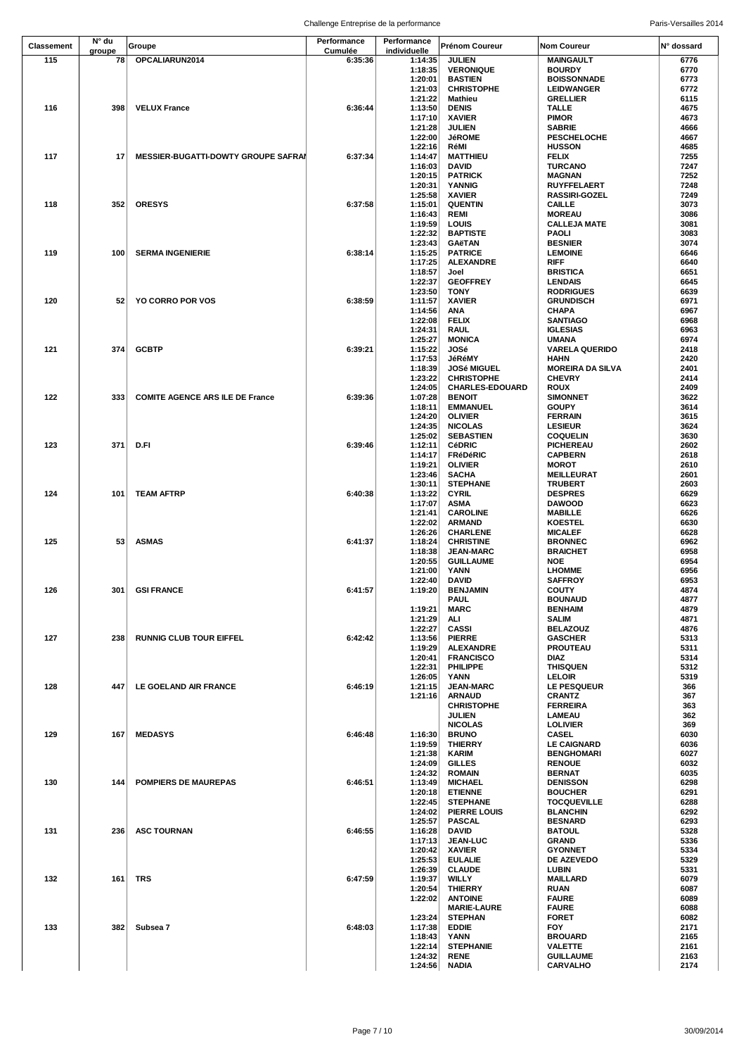| Classement | N° du groupe | Groupe | Performance Cumulée | Performance individuelle | Prénom Coureur | Nom Coureur | N° dossard |
|---|---|---|---|---|---|---|---|
| 115 | 78 | OPCALIARUN2014 | 6:35:36 | 1:14:35 | JULIEN | MAINGAULT | 6776 |
| | | | | 1:18:35 | VERONIQUE | BOURDY | 6770 |
| | | | | 1:20:01 | BASTIEN | BOISSONNADE | 6773 |
| | | | | 1:21:03 | CHRISTOPHE | LEIDWANGER | 6772 |
| | | | | 1:21:22 | Mathieu | GRELLIER | 6115 |
| 116 | 398 | VELUX France | 6:36:44 | 1:13:50 | DENIS | TALLE | 4675 |
| | | | | 1:17:10 | XAVIER | PIMOR | 4673 |
| | | | | 1:21:28 | JULIEN | SABRIE | 4666 |
| | | | | 1:22:00 | JéROME | PESCHELOCHE | 4667 |
| | | | | 1:22:16 | RéMI | HUSSON | 4685 |
| 117 | 17 | MESSIER-BUGATTI-DOWTY GROUPE SAFRAI | 6:37:34 | 1:14:47 | MATTHIEU | FELIX | 7255 |
| | | | | 1:16:03 | DAVID | TURCANO | 7247 |
| | | | | 1:20:15 | PATRICK | MAGNAN | 7252 |
| | | | | 1:20:31 | YANNIG | RUYFFELAERT | 7248 |
| | | | | 1:25:58 | XAVIER | RASSIRI-GOZEL | 7249 |
| 118 | 352 | ORESYS | 6:37:58 | 1:15:01 | QUENTIN | CAILLE | 3073 |
| | | | | 1:16:43 | REMI | MOREAU | 3086 |
| | | | | 1:19:59 | LOUIS | CALLEJA MATE | 3081 |
| | | | | 1:22:32 | BAPTISTE | PAOLI | 3083 |
| | | | | 1:23:43 | GAëTAN | BESNIER | 3074 |
| 119 | 100 | SERMA INGENIERIE | 6:38:14 | 1:15:25 | PATRICE | LEMOINE | 6646 |
| | | | | 1:17:25 | ALEXANDRE | RIFF | 6640 |
| | | | | 1:18:57 | Joel | BRISTICA | 6651 |
| | | | | 1:22:37 | GEOFFREY | LENDAIS | 6645 |
| | | | | 1:23:50 | TONY | RODRIGUES | 6639 |
| 120 | 52 | YO CORRO POR VOS | 6:38:59 | 1:11:57 | XAVIER | GRUNDISCH | 6971 |
| | | | | 1:14:56 | ANA | CHAPA | 6967 |
| | | | | 1:22:08 | FELIX | SANTIAGO | 6968 |
| | | | | 1:24:31 | RAUL | IGLESIAS | 6963 |
| | | | | 1:25:27 | MONICA | UMANA | 6974 |
| 121 | 374 | GCBTP | 6:39:21 | 1:15:22 | JOSé | VARELA QUERIDO | 2418 |
| | | | | 1:17:53 | JéRéMY | HAHN | 2420 |
| | | | | 1:18:39 | JOSé MIGUEL | MOREIRA DA SILVA | 2401 |
| | | | | 1:23:22 | CHRISTOPHE | CHEVRY | 2414 |
| | | | | 1:24:05 | CHARLES-EDOUARD | ROUX | 2409 |
| 122 | 333 | COMITE AGENCE ARS ILE DE France | 6:39:36 | 1:07:28 | BENOIT | SIMONNET | 3622 |
| | | | | 1:18:11 | EMMANUEL | GOUPY | 3614 |
| | | | | 1:24:20 | OLIVIER | FERRAIN | 3615 |
| | | | | 1:24:35 | NICOLAS | LESIEUR | 3624 |
| | | | | 1:25:02 | SEBASTIEN | COQUELIN | 3630 |
| 123 | 371 | D.FI | 6:39:46 | 1:12:11 | CéDRIC | PICHEREAU | 2602 |
| | | | | 1:14:17 | FRéDéRIC | CAPBERN | 2618 |
| | | | | 1:19:21 | OLIVIER | MOROT | 2610 |
| | | | | 1:23:46 | SACHA | MEILLEURAT | 2601 |
| | | | | 1:30:11 | STEPHANE | TRUBERT | 2603 |
| 124 | 101 | TEAM AFTRP | 6:40:38 | 1:13:22 | CYRIL | DESPRES | 6629 |
| | | | | 1:17:07 | ASMA | DAWOOD | 6623 |
| | | | | 1:21:41 | CAROLINE | MABILLE | 6626 |
| | | | | 1:22:02 | ARMAND | KOESTEL | 6630 |
| | | | | 1:26:26 | CHARLENE | MICALEF | 6628 |
| 125 | 53 | ASMAS | 6:41:37 | 1:18:24 | CHRISTINE | BRONNEC | 6962 |
| | | | | 1:18:38 | JEAN-MARC | BRAICHET | 6958 |
| | | | | 1:20:55 | GUILLAUME | NOE | 6954 |
| | | | | 1:21:00 | YANN | LHOMME | 6956 |
| | | | | 1:22:40 | DAVID | SAFFROY | 6953 |
| 126 | 301 | GSI FRANCE | 6:41:57 | 1:19:20 | BENJAMIN | COUTY | 4874 |
| | | | | | PAUL | BOUNAUD | 4877 |
| | | | | 1:19:21 | MARC | BENHAIM | 4879 |
| | | | | 1:21:29 | ALI | SALIM | 4871 |
| | | | | 1:22:27 | CASSI | BELAZOUZ | 4876 |
| 127 | 238 | RUNNIG CLUB TOUR EIFFEL | 6:42:42 | 1:13:56 | PIERRE | GASCHER | 5313 |
| | | | | 1:19:29 | ALEXANDRE | PROUTEAU | 5311 |
| | | | | 1:20:41 | FRANCISCO | DIAZ | 5314 |
| | | | | 1:22:31 | PHILIPPE | THISQUEN | 5312 |
| | | | | 1:26:05 | YANN | LELOIR | 5319 |
| 128 | 447 | LE GOELAND AIR FRANCE | 6:46:19 | 1:21:15 | JEAN-MARC | LE PESQUEUR | 366 |
| | | | | 1:21:16 | ARNAUD | CRANTZ | 367 |
| | | | | | CHRISTOPHE | FERREIRA | 363 |
| | | | | | JULIEN | LAMEAU | 362 |
| | | | | | NICOLAS | LOLIVIER | 369 |
| 129 | 167 | MEDASYS | 6:46:48 | 1:16:30 | BRUNO | CASEL | 6030 |
| | | | | 1:19:59 | THIERRY | LE CAIGNARD | 6036 |
| | | | | 1:21:38 | KARIM | BENGHOMARI | 6027 |
| | | | | 1:24:09 | GILLES | RENOUE | 6032 |
| | | | | 1:24:32 | ROMAIN | BERNAT | 6035 |
| 130 | 144 | POMPIERS DE MAUREPAS | 6:46:51 | 1:13:49 | MICHAEL | DENISSON | 6298 |
| | | | | 1:20:18 | ETIENNE | BOUCHER | 6291 |
| | | | | 1:22:45 | STEPHANE | TOCQUEVILLE | 6288 |
| | | | | 1:24:02 | PIERRE LOUIS | BLANCHIN | 6292 |
| | | | | 1:25:57 | PASCAL | BESNARD | 6293 |
| 131 | 236 | ASC TOURNAN | 6:46:55 | 1:16:28 | DAVID | BATOUL | 5328 |
| | | | | 1:17:13 | JEAN-LUC | GRAND | 5336 |
| | | | | 1:20:42 | XAVIER | GYONNET | 5334 |
| | | | | 1:25:53 | EULALIE | DE AZEVEDO | 5329 |
| | | | | 1:26:39 | CLAUDE | LUBIN | 5331 |
| 132 | 161 | TRS | 6:47:59 | 1:19:37 | WILLY | MAILLARD | 6079 |
| | | | | 1:20:54 | THIERRY | RUAN | 6087 |
| | | | | 1:22:02 | ANTOINE | FAURE | 6089 |
| | | | | | MARIE-LAURE | FAURE | 6088 |
| | | | | 1:23:24 | STEPHAN | FORET | 6082 |
| 133 | 382 | Subsea 7 | 6:48:03 | 1:17:38 | EDDIE | FOY | 2171 |
| | | | | 1:18:43 | YANN | BROUARD | 2165 |
| | | | | 1:22:14 | STEPHANIE | VALETTE | 2161 |
| | | | | 1:24:32 | RENE | GUILLAUME | 2163 |
| | | | | 1:24:56 | NADIA | CARVALHO | 2174 |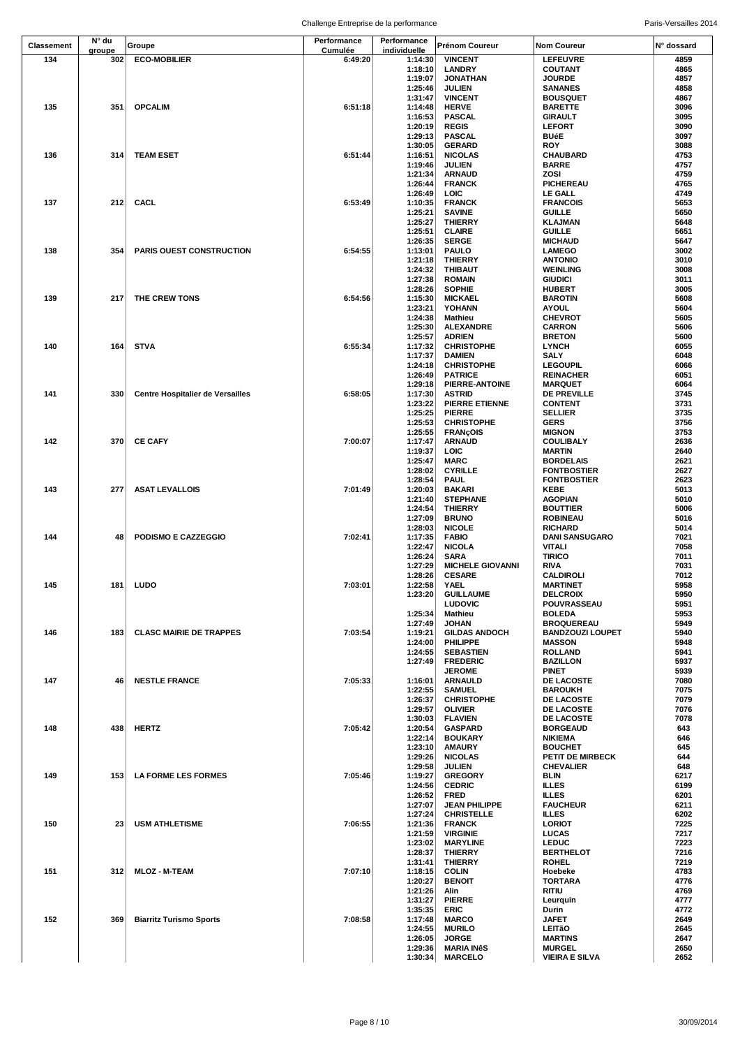| Classement | N° du groupe | Groupe | Performance Cumulée | Performance individuelle | Prénom Coureur | Nom Coureur | N° dossard |
|---|---|---|---|---|---|---|---|
| 134 | 302 | ECO-MOBILIER | 6:49:20 | 1:14:30 | VINCENT | LEFEUVRE | 4859 |
| | | | | 1:18:10 | LANDRY | COUTANT | 4865 |
| | | | | 1:19:07 | JONATHAN | JOURDE | 4857 |
| | | | | 1:25:46 | JULIEN | SANANES | 4858 |
| | | | | 1:31:47 | VINCENT | BOUSQUET | 4867 |
| 135 | 351 | OPCALIM | 6:51:18 | 1:14:48 | HERVE | BARETTE | 3096 |
| | | | | 1:16:53 | PASCAL | GIRAULT | 3095 |
| | | | | 1:20:19 | REGIS | LEFORT | 3090 |
| | | | | 1:29:13 | PASCAL | BUéE | 3097 |
| | | | | 1:30:05 | GERARD | ROY | 3088 |
| 136 | 314 | TEAM ESET | 6:51:44 | 1:16:51 | NICOLAS | CHAUBARD | 4753 |
| | | | | 1:19:46 | JULIEN | BARRE | 4757 |
| | | | | 1:21:34 | ARNAUD | ZOSI | 4759 |
| | | | | 1:26:44 | FRANCK | PICHEREAU | 4765 |
| | | | | 1:26:49 | LOIC | LE GALL | 4749 |
| 137 | 212 | CACL | 6:53:49 | 1:10:35 | FRANCK | FRANCOIS | 5653 |
| | | | | 1:25:21 | SAVINE | GUILLE | 5650 |
| | | | | 1:25:27 | THIERRY | KLAJMAN | 5648 |
| | | | | 1:25:51 | CLAIRE | GUILLE | 5651 |
| | | | | 1:26:35 | SERGE | MICHAUD | 5647 |
| 138 | 354 | PARIS OUEST CONSTRUCTION | 6:54:55 | 1:13:01 | PAULO | LAMEGO | 3002 |
| | | | | 1:21:18 | THIERRY | ANTONIO | 3010 |
| | | | | 1:24:32 | THIBAUT | WEINLING | 3008 |
| | | | | 1:27:38 | ROMAIN | GIUDICI | 3011 |
| | | | | 1:28:26 | SOPHIE | HUBERT | 3005 |
| 139 | 217 | THE CREW TONS | 6:54:56 | 1:15:30 | MICKAEL | BAROTIN | 5608 |
| | | | | 1:23:21 | YOHANN | AYOUL | 5604 |
| | | | | 1:24:38 | Mathieu | CHEVROT | 5605 |
| | | | | 1:25:30 | ALEXANDRE | CARRON | 5606 |
| | | | | 1:25:57 | ADRIEN | BRETON | 5600 |
| 140 | 164 | STVA | 6:55:34 | 1:17:32 | CHRISTOPHE | LYNCH | 6055 |
| | | | | 1:17:37 | DAMIEN | SALY | 6048 |
| | | | | 1:24:18 | CHRISTOPHE | LEGOUPIL | 6066 |
| | | | | 1:26:49 | PATRICE | REINACHER | 6051 |
| | | | | 1:29:18 | PIERRE-ANTOINE | MARQUET | 6064 |
| 141 | 330 | Centre Hospitalier de Versailles | 6:58:05 | 1:17:30 | ASTRID | DE PREVILLE | 3745 |
| | | | | 1:23:22 | PIERRE ETIENNE | CONTENT | 3731 |
| | | | | 1:25:25 | PIERRE | SELLIER | 3735 |
| | | | | 1:25:53 | CHRISTOPHE | GERS | 3756 |
| | | | | 1:25:55 | FRANçOIS | MIGNON | 3753 |
| 142 | 370 | CE CAFY | 7:00:07 | 1:17:47 | ARNAUD | COULIBALY | 2636 |
| | | | | 1:19:37 | LOIC | MARTIN | 2640 |
| | | | | 1:25:47 | MARC | BORDELAIS | 2621 |
| | | | | 1:28:02 | CYRILLE | FONTBOSTIER | 2627 |
| | | | | 1:28:54 | PAUL | FONTBOSTIER | 2623 |
| 143 | 277 | ASAT LEVALLOIS | 7:01:49 | 1:20:03 | BAKARI | KEBE | 5013 |
| | | | | 1:21:40 | STEPHANE | AGOPIAN | 5010 |
| | | | | 1:24:54 | THIERRY | BOUTTIER | 5006 |
| | | | | 1:27:09 | BRUNO | ROBINEAU | 5016 |
| | | | | 1:28:03 | NICOLE | RICHARD | 5014 |
| 144 | 48 | PODISMO E CAZZEGGIO | 7:02:41 | 1:17:35 | FABIO | DANI SANSUGARO | 7021 |
| | | | | 1:22:47 | NICOLA | VITALI | 7058 |
| | | | | 1:26:24 | SARA | TIRICO | 7011 |
| | | | | 1:27:29 | MICHELE GIOVANNI | RIVA | 7031 |
| | | | | 1:28:26 | CESARE | CALDIROLI | 7012 |
| 145 | 181 | LUDO | 7:03:01 | 1:22:58 | YAEL | MARTINET | 5958 |
| | | | | 1:23:20 | GUILLAUME | DELCROIX | 5950 |
| | | | | | LUDOVIC | POUVRASSEAU | 5951 |
| | | | | 1:25:34 | Mathieu | BOLEDA | 5953 |
| | | | | 1:27:49 | JOHAN | BROQUEREAU | 5949 |
| 146 | 183 | CLASC MAIRIE DE TRAPPES | 7:03:54 | 1:19:21 | GILDAS ANDOCH | BANDZOUZI LOUPET | 5940 |
| | | | | 1:24:00 | PHILIPPE | MASSON | 5948 |
| | | | | 1:24:55 | SEBASTIEN | ROLLAND | 5941 |
| | | | | 1:27:49 | FREDERIC | BAZILLON | 5937 |
| | | | | | JEROME | PINET | 5939 |
| 147 | 46 | NESTLE FRANCE | 7:05:33 | 1:16:01 | ARNAULD | DE LACOSTE | 7080 |
| | | | | 1:22:55 | SAMUEL | BAROUKH | 7075 |
| | | | | 1:26:37 | CHRISTOPHE | DE LACOSTE | 7079 |
| | | | | 1:29:57 | OLIVIER | DE LACOSTE | 7076 |
| | | | | 1:30:03 | FLAVIEN | DE LACOSTE | 7078 |
| 148 | 438 | HERTZ | 7:05:42 | 1:20:54 | GASPARD | BORGEAUD | 643 |
| | | | | 1:22:14 | BOUKARY | NIKIEMA | 646 |
| | | | | 1:23:10 | AMAURY | BOUCHET | 645 |
| | | | | 1:29:26 | NICOLAS | PETIT DE MIRBECK | 644 |
| | | | | 1:29:58 | JULIEN | CHEVALIER | 648 |
| 149 | 153 | LA FORME LES FORMES | 7:05:46 | 1:19:27 | GREGORY | BLIN | 6217 |
| | | | | 1:24:56 | CEDRIC | ILLES | 6199 |
| | | | | 1:26:52 | FRED | ILLES | 6201 |
| | | | | 1:27:07 | JEAN PHILIPPE | FAUCHEUR | 6211 |
| | | | | 1:27:24 | CHRISTELLE | ILLES | 6202 |
| 150 | 23 | USM ATHLETISME | 7:06:55 | 1:21:36 | FRANCK | LORIOT | 7225 |
| | | | | 1:21:59 | VIRGINIE | LUCAS | 7217 |
| | | | | 1:23:02 | MARYLINE | LEDUC | 7223 |
| | | | | 1:28:37 | THIERRY | BERTHELOT | 7216 |
| | | | | 1:31:41 | THIERRY | ROHEL | 7219 |
| 151 | 312 | MLOZ - M-TEAM | 7:07:10 | 1:18:15 | COLIN | Hoebeke | 4783 |
| | | | | 1:20:27 | BENOIT | TORTARA | 4776 |
| | | | | 1:21:26 | Alin | RITIU | 4769 |
| | | | | 1:31:27 | PIERRE | Leurquin | 4777 |
| | | | | 1:35:35 | ERIC | Durin | 4772 |
| 152 | 369 | Biarritz Turismo Sports | 7:08:58 | 1:17:48 | MARCO | JAFET | 2649 |
| | | | | 1:24:55 | MURILO | LEITãO | 2645 |
| | | | | 1:26:05 | JORGE | MARTINS | 2647 |
| | | | | 1:29:36 | MARIA INêS | MURGEL | 2650 |
| | | | | 1:30:34 | MARCELO | VIEIRA E SILVA | 2652 |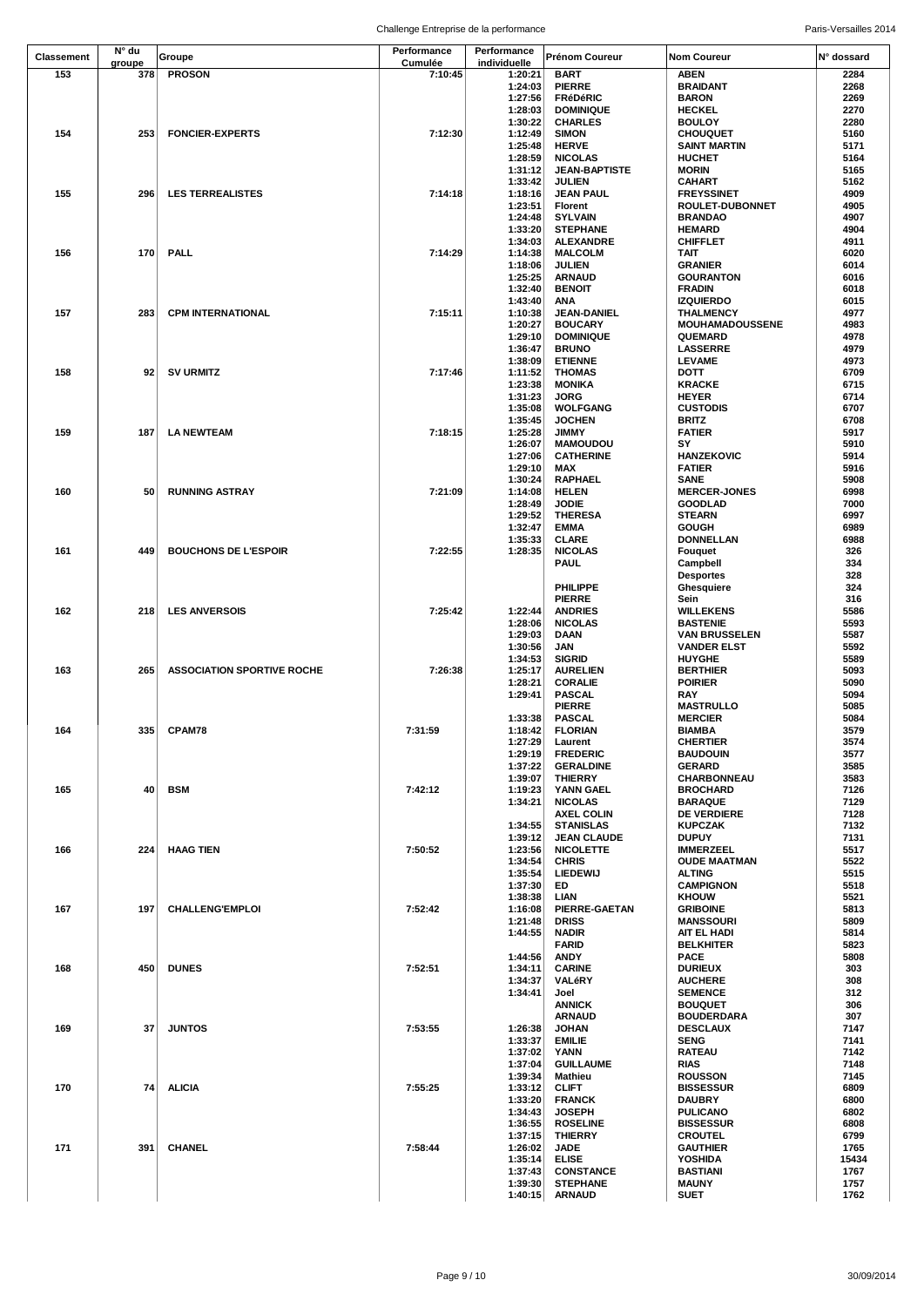| Classement | N° du groupe | Groupe | Performance Cumulée | Performance individuelle | Prénom Coureur | Nom Coureur | N° dossard |
|---|---|---|---|---|---|---|---|
| 153 | 378 | PROSON | 7:10:45 | 1:20:21 | BART | ABEN | 2284 |
| | | | | 1:24:03 | PIERRE | BRAIDANT | 2268 |
| | | | | 1:27:56 | FRéDéRIC | BARON | 2269 |
| | | | | 1:28:03 | DOMINIQUE | HECKEL | 2270 |
| | | | | 1:30:22 | CHARLES | BOULOY | 2280 |
| 154 | 253 | FONCIER-EXPERTS | 7:12:30 | 1:12:49 | SIMON | CHOUQUET | 5160 |
| | | | | 1:25:48 | HERVE | SAINT MARTIN | 5171 |
| | | | | 1:28:59 | NICOLAS | HUCHET | 5164 |
| | | | | 1:31:12 | JEAN-BAPTISTE | MORIN | 5165 |
| | | | | 1:33:42 | JULIEN | CAHART | 5162 |
| 155 | 296 | LES TERREALISTES | 7:14:18 | 1:18:16 | JEAN PAUL | FREYSSINET | 4909 |
| | | | | 1:23:51 | Florent | ROULET-DUBONNET | 4905 |
| | | | | 1:24:48 | SYLVAIN | BRANDAO | 4907 |
| | | | | 1:33:20 | STEPHANE | HEMARD | 4904 |
| | | | | 1:34:03 | ALEXANDRE | CHIFFLET | 4911 |
| 156 | 170 | PALL | 7:14:29 | 1:14:38 | MALCOLM | TAIT | 6020 |
| | | | | 1:18:06 | JULIEN | GRANIER | 6014 |
| | | | | 1:25:25 | ARNAUD | GOURANTON | 6016 |
| | | | | 1:32:40 | BENOIT | FRADIN | 6018 |
| | | | | 1:43:40 | ANA | IZQUIERDO | 6015 |
| 157 | 283 | CPM INTERNATIONAL | 7:15:11 | 1:10:38 | JEAN-DANIEL | THALMENCY | 4977 |
| | | | | 1:20:27 | BOUCARY | MOUHAMADOUSSENE | 4983 |
| | | | | 1:29:10 | DOMINIQUE | QUEMARD | 4978 |
| | | | | 1:36:47 | BRUNO | LASSERRE | 4979 |
| | | | | 1:38:09 | ETIENNE | LEVAME | 4973 |
| 158 | 92 | SV URMITZ | 7:17:46 | 1:11:52 | THOMAS | DOTT | 6709 |
| | | | | 1:23:38 | MONIKA | KRACKE | 6715 |
| | | | | 1:31:23 | JORG | HEYER | 6714 |
| | | | | 1:35:08 | WOLFGANG | CUSTODIS | 6707 |
| | | | | 1:35:45 | JOCHEN | BRITZ | 6708 |
| 159 | 187 | LA NEWTEAM | 7:18:15 | 1:25:28 | JIMMY | FATIER | 5917 |
| | | | | 1:26:07 | MAMOUDOU | SY | 5910 |
| | | | | 1:27:06 | CATHERINE | HANZEKOVIC | 5914 |
| | | | | 1:29:10 | MAX | FATIER | 5916 |
| | | | | 1:30:24 | RAPHAEL | SANE | 5908 |
| 160 | 50 | RUNNING ASTRAY | 7:21:09 | 1:14:08 | HELEN | MERCER-JONES | 6998 |
| | | | | 1:28:49 | JODIE | GOODLAD | 7000 |
| | | | | 1:29:52 | THERESA | STEARN | 6997 |
| | | | | 1:32:47 | EMMA | GOUGH | 6989 |
| | | | | 1:35:33 | CLARE | DONNELLAN | 6988 |
| 161 | 449 | BOUCHONS DE L'ESPOIR | 7:22:55 | 1:28:35 | NICOLAS | Fouquet | 326 |
| | | | | | PAUL | Campbell | 334 |
| | | | | | | Desportes | 328 |
| | | | | | PHILIPPE | Ghesquiere | 324 |
| | | | | | PIERRE | Sein | 316 |
| 162 | 218 | LES ANVERSOIS | 7:25:42 | 1:22:44 | ANDRIES | WILLEKENS | 5586 |
| | | | | 1:28:06 | NICOLAS | BASTENIE | 5593 |
| | | | | 1:29:03 | DAAN | VAN BRUSSELEN | 5587 |
| | | | | 1:30:56 | JAN | VANDER ELST | 5592 |
| | | | | 1:34:53 | SIGRID | HUYGHE | 5589 |
| 163 | 265 | ASSOCIATION SPORTIVE ROCHE | 7:26:38 | 1:25:17 | AURELIEN | BERTHIER | 5093 |
| | | | | 1:28:21 | CORALIE | POIRIER | 5090 |
| | | | | 1:29:41 | PASCAL | RAY | 5094 |
| | | | | | PIERRE | MASTRULLO | 5085 |
| | | | | 1:33:38 | PASCAL | MERCIER | 5084 |
| 164 | 335 | CPAM78 | 7:31:59 | 1:18:42 | FLORIAN | BIAMBA | 3579 |
| | | | | 1:27:29 | Laurent | CHERTIER | 3574 |
| | | | | 1:29:19 | FREDERIC | BAUDOUIN | 3577 |
| | | | | 1:37:22 | GERALDINE | GERARD | 3585 |
| | | | | 1:39:07 | THIERRY | CHARBONNEAU | 3583 |
| 165 | 40 | BSM | 7:42:12 | 1:19:23 | YANN GAEL | BROCHARD | 7126 |
| | | | | 1:34:21 | NICOLAS | BARAQUE | 7129 |
| | | | | | AXEL COLIN | DE VERDIERE | 7128 |
| | | | | 1:34:55 | STANISLAS | KUPCZAK | 7132 |
| | | | | 1:39:12 | JEAN CLAUDE | DUPUY | 7131 |
| 166 | 224 | HAAG TIEN | 7:50:52 | 1:23:56 | NICOLETTE | IMMERZEEL | 5517 |
| | | | | 1:34:54 | CHRIS | OUDE MAATMAN | 5522 |
| | | | | 1:35:54 | LIEDEWIJ | ALTING | 5515 |
| | | | | 1:37:30 | ED | CAMPIGNON | 5518 |
| | | | | 1:38:38 | LIAN | KHOUW | 5521 |
| 167 | 197 | CHALLENG'EMPLOI | 7:52:42 | 1:16:08 | PIERRE-GAETAN | GRIBOINE | 5813 |
| | | | | 1:21:48 | DRISS | MANSSOURI | 5809 |
| | | | | 1:44:55 | NADIR | AIT EL HADI | 5814 |
| | | | | | FARID | BELKHITER | 5823 |
| | | | | 1:44:56 | ANDY | PACE | 5808 |
| 168 | 450 | DUNES | 7:52:51 | 1:34:11 | CARINE | DURIEUX | 303 |
| | | | | 1:34:37 | VALéRY | AUCHERE | 308 |
| | | | | 1:34:41 | Joel | SEMENCE | 312 |
| | | | | | ANNICK | BOUQUET | 306 |
| | | | | | ARNAUD | BOUDERDARA | 307 |
| 169 | 37 | JUNTOS | 7:53:55 | 1:26:38 | JOHAN | DESCLAUX | 7147 |
| | | | | 1:33:37 | EMILIE | SENG | 7141 |
| | | | | 1:37:02 | YANN | RATEAU | 7142 |
| | | | | 1:37:04 | GUILLAUME | RIAS | 7148 |
| | | | | 1:39:34 | Mathieu | ROUSSON | 7145 |
| 170 | 74 | ALICIA | 7:55:25 | 1:33:12 | CLIFT | BISSESSUR | 6809 |
| | | | | 1:33:20 | FRANCK | DAUBRY | 6800 |
| | | | | 1:34:43 | JOSEPH | PULICANO | 6802 |
| | | | | 1:36:55 | ROSELINE | BISSESSUR | 6808 |
| | | | | 1:37:15 | THIERRY | CROUTEL | 6799 |
| 171 | 391 | CHANEL | 7:58:44 | 1:26:02 | JADE | GAUTHIER | 1765 |
| | | | | 1:35:14 | ELISE | YOSHIDA | 15434 |
| | | | | 1:37:43 | CONSTANCE | BASTIANI | 1767 |
| | | | | 1:39:30 | STEPHANE | MAUNY | 1757 |
| | | | | 1:40:15 | ARNAUD | SUET | 1762 |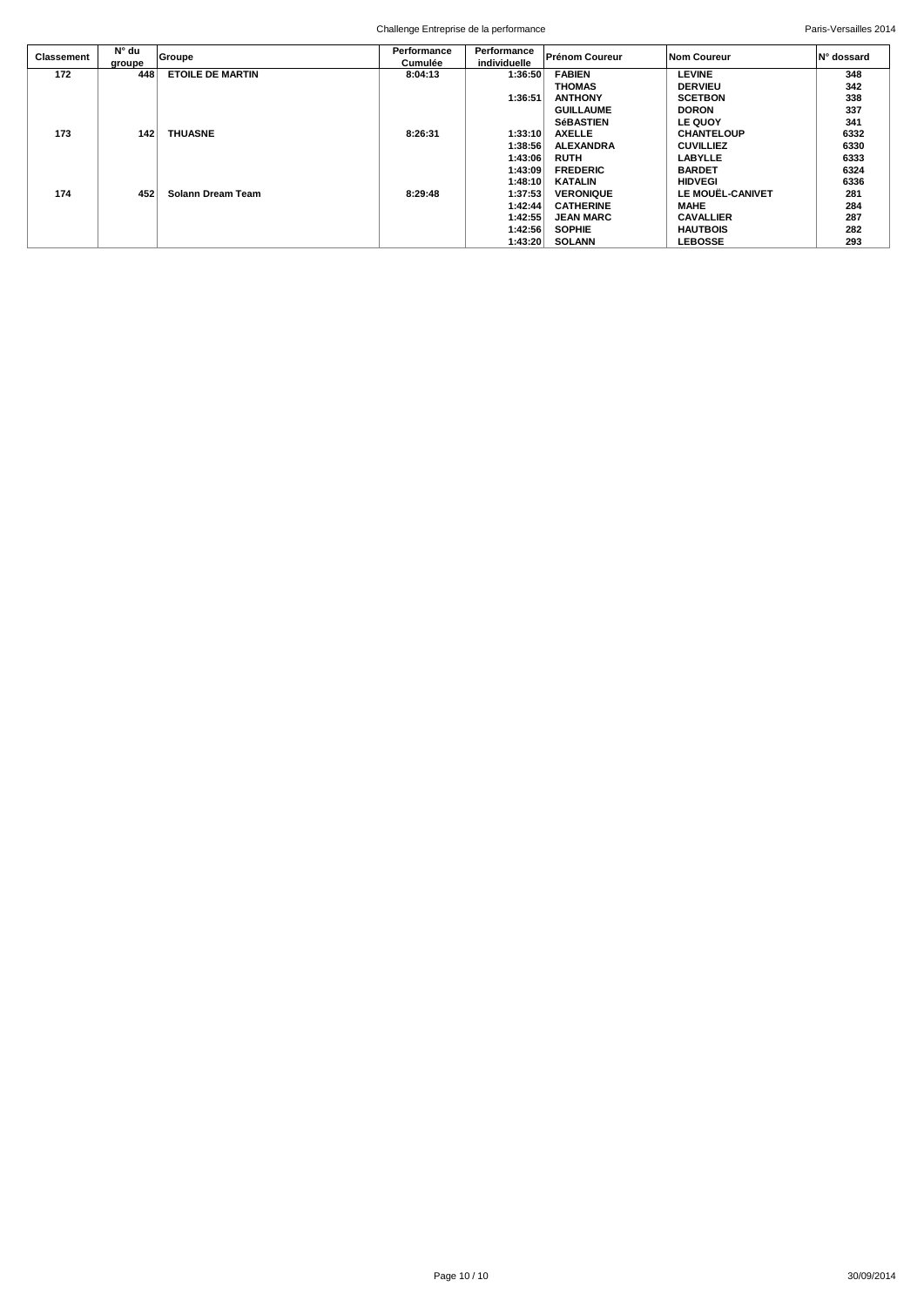| Classement | N° du groupe | Groupe | Performance Cumulée | Performance individuelle | Prénom Coureur | Nom Coureur | N° dossard |
|---|---|---|---|---|---|---|---|
| 172 | 448 | ETOILE DE MARTIN | 8:04:13 | 1:36:50 | FABIEN | LEVINE | 348 |
| | | | | | THOMAS | DERVIEU | 342 |
| | | | | 1:36:51 | ANTHONY | SCETBON | 338 |
| | | | | | GUILLAUME | DORON | 337 |
| | | | | | SéBASTIEN | LE QUOY | 341 |
| 173 | 142 | THUASNE | 8:26:31 | 1:33:10 | AXELLE | CHANTELOUP | 6332 |
| | | | | 1:38:56 | ALEXANDRA | CUVILLIEZ | 6330 |
| | | | | 1:43:06 | RUTH | LABYLLE | 6333 |
| | | | | 1:43:09 | FREDERIC | BARDET | 6324 |
| | | | | 1:48:10 | KATALIN | HIDVEGI | 6336 |
| 174 | 452 | Solann Dream Team | 8:29:48 | 1:37:53 | VERONIQUE | LE MOUËL-CANIVET | 281 |
| | | | | 1:42:44 | CATHERINE | MAHE | 284 |
| | | | | 1:42:55 | JEAN MARC | CAVALLIER | 287 |
| | | | | 1:42:56 | SOPHIE | HAUTBOIS | 282 |
| | | | | 1:43:20 | SOLANN | LEBOSSE | 293 |